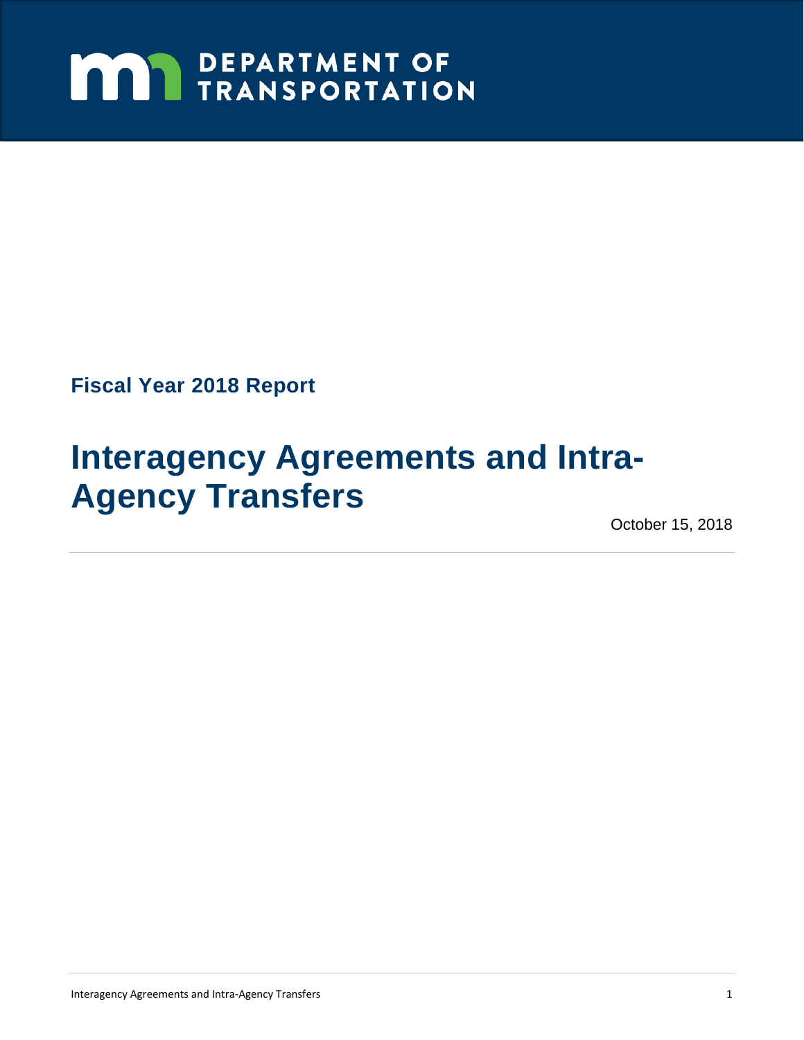DEPARTMENT OF TRANSPORTATION

**Fiscal Year 2018 Report**

# Interagency Agreements and Intra-Agency Transfers

October 15, 2018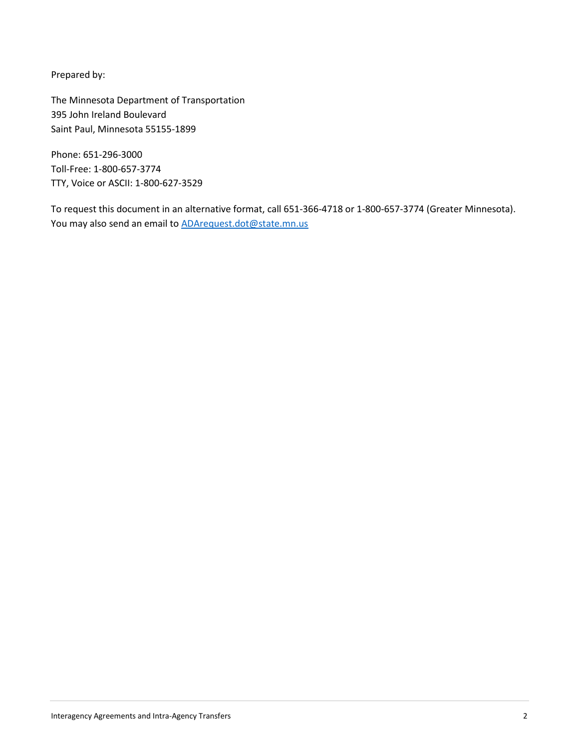Prepared by:

The Minnesota Department of Transportation
395 John Ireland Boulevard
Saint Paul, Minnesota 55155-1899

Phone: 651-296-3000
Toll-Free: 1-800-657-3774
TTY, Voice or ASCII: 1-800-627-3529

To request this document in an alternative format, call 651-366-4718 or 1-800-657-3774 (Greater Minnesota). You may also send an email to [ADArequest.dot@state.mn.us](mailto:ADArequest.dot@state.mn.us)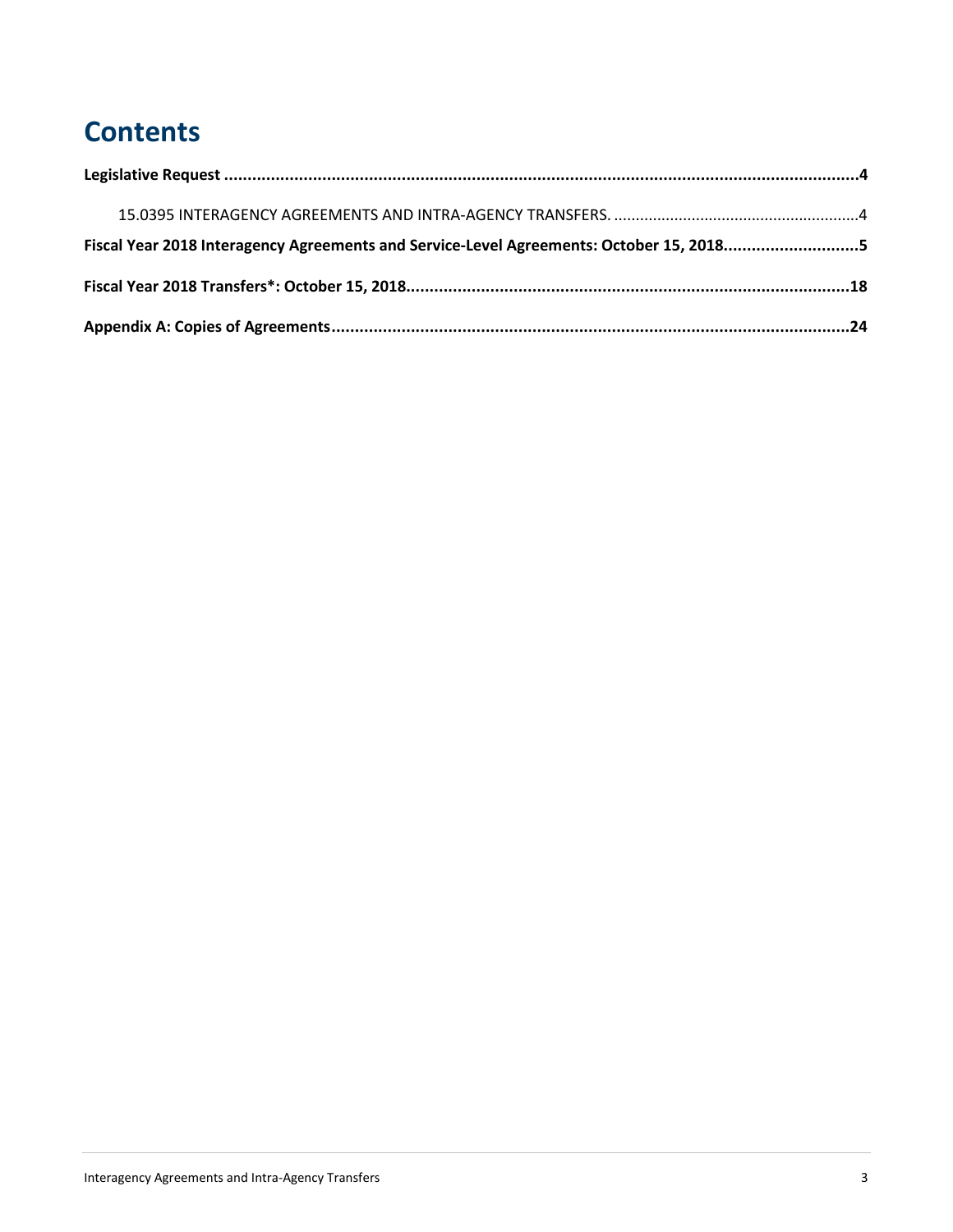# Contents

**Legislative Request** ..........4

15.0395 INTERAGENCY AGREEMENTS AND INTRA-AGENCY TRANSFERS. ..........4

**Fiscal Year 2018 Interagency Agreements and Service-Level Agreements: October 15, 2018**..........5

**Fiscal Year 2018 Transfers*: October 15, 2018**..........18

**Appendix A: Copies of Agreements**..........24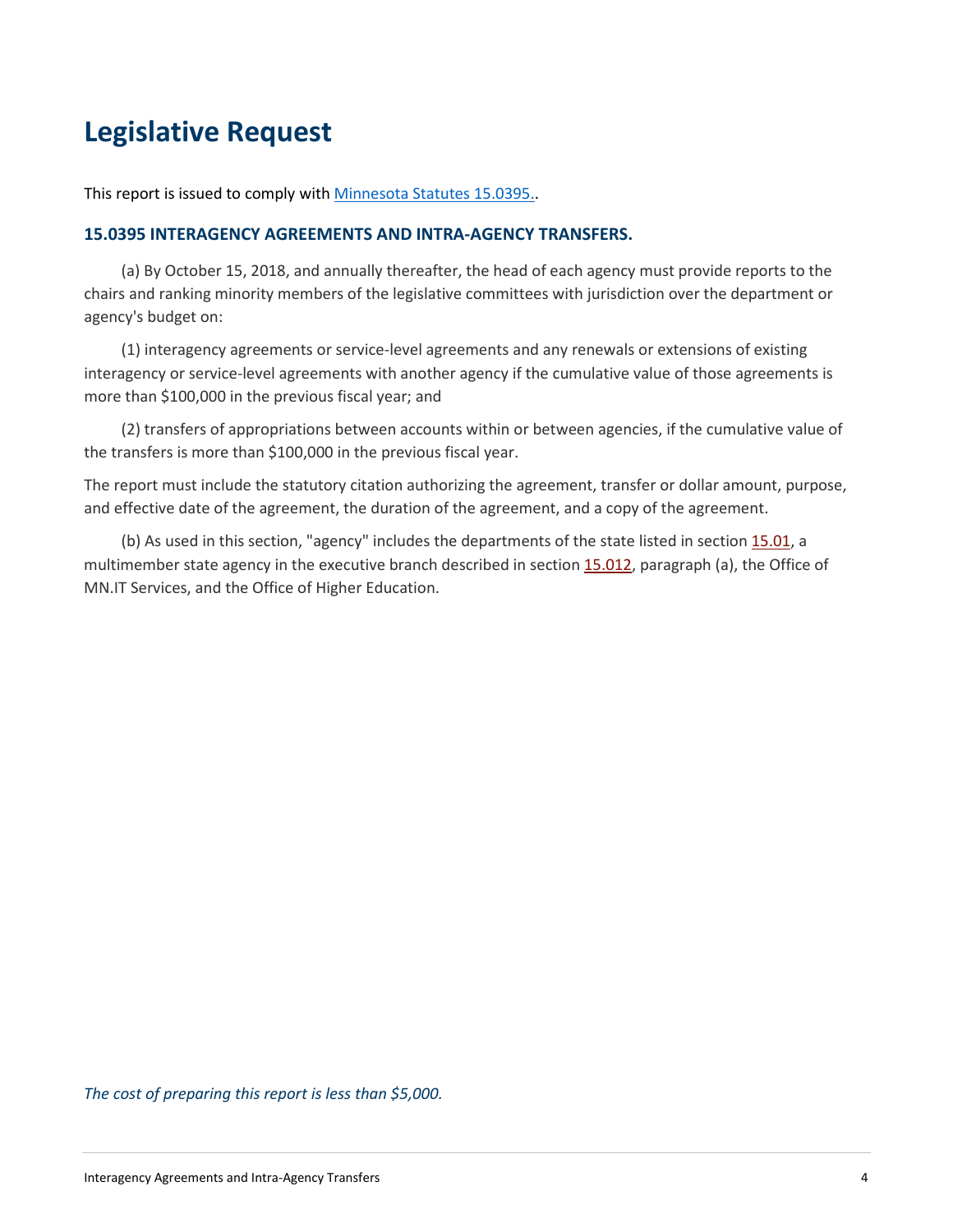# Legislative Request

This report is issued to comply with [Minnesota Statutes 15.0395.](#).

### 15.0395 INTERAGENCY AGREEMENTS AND INTRA-AGENCY TRANSFERS.

(a) By October 15, 2018, and annually thereafter, the head of each agency must provide reports to the chairs and ranking minority members of the legislative committees with jurisdiction over the department or agency's budget on:

(1) interagency agreements or service-level agreements and any renewals or extensions of existing interagency or service-level agreements with another agency if the cumulative value of those agreements is more than $100,000 in the previous fiscal year; and

(2) transfers of appropriations between accounts within or between agencies, if the cumulative value of the transfers is more than $100,000 in the previous fiscal year.

The report must include the statutory citation authorizing the agreement, transfer or dollar amount, purpose, and effective date of the agreement, the duration of the agreement, and a copy of the agreement.

(b) As used in this section, "agency" includes the departments of the state listed in section 15.01, a multimember state agency in the executive branch described in section 15.012, paragraph (a), the Office of MN.IT Services, and the Office of Higher Education.

*The cost of preparing this report is less than $5,000.*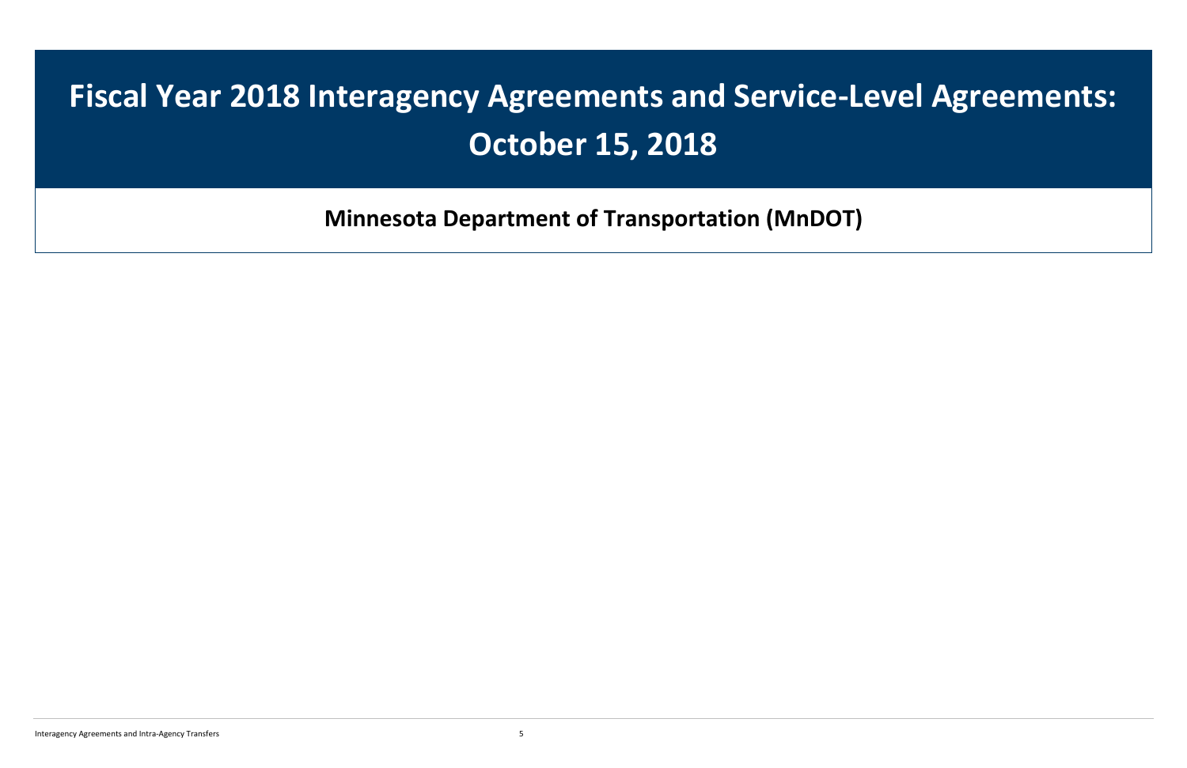# Fiscal Year 2018 Interagency Agreements and Service-Level Agreements: October 15, 2018

## Minnesota Department of Transportation (MnDOT)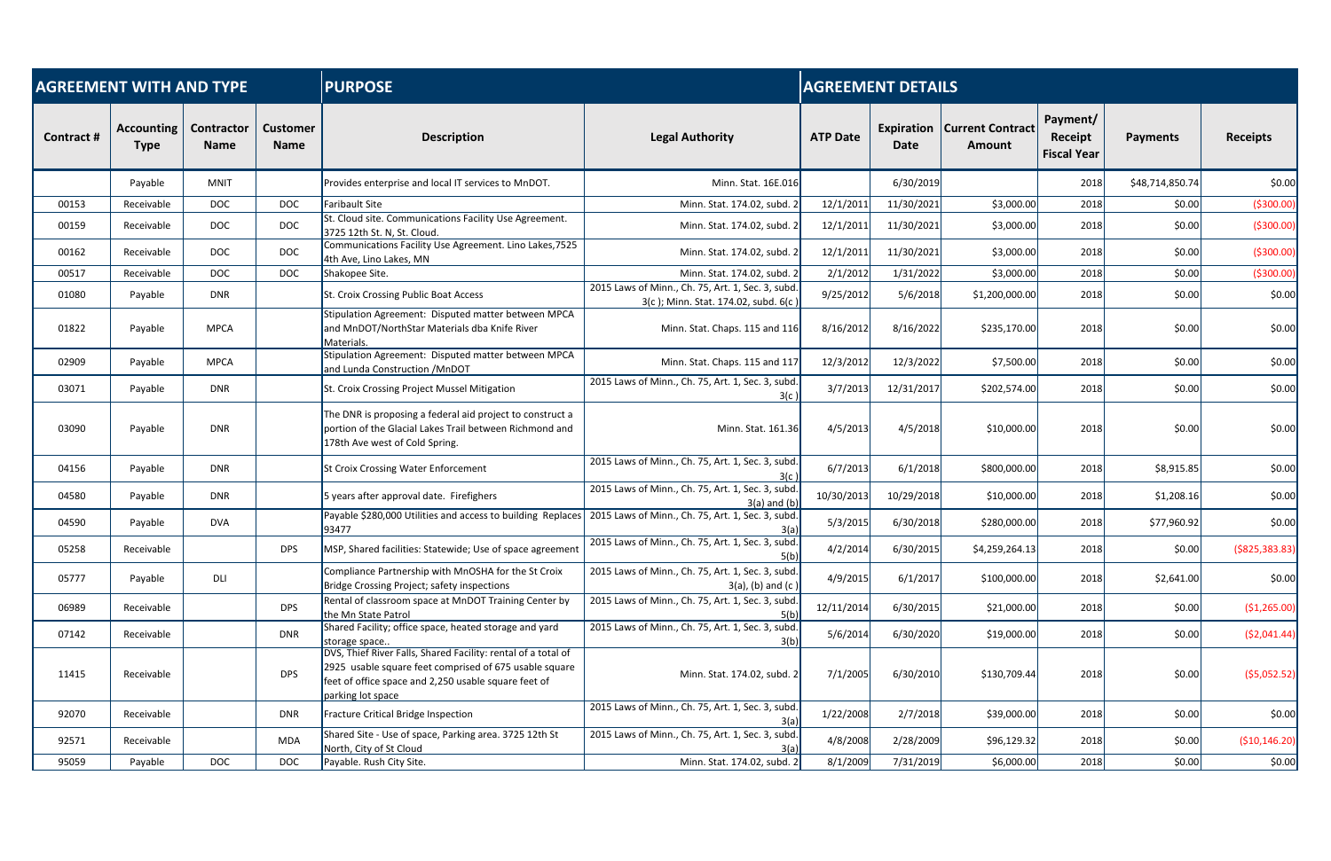| AGREEMENT WITH AND TYPE | | | | PURPOSE | | AGREEMENT DETAILS | | | | | |
|---|---|---|---|---|---|---|---|---|---|---|---|
| Contract # | Accounting Type | Contractor Name | Customer Name | Description | Legal Authority | ATP Date | Expiration Date | Current Contract Amount | Payment/ Receipt Fiscal Year | Payments | Receipts |
| | Payable | MNIT | | Provides enterprise and local IT services to MnDOT. | Minn. Stat. 16E.016 | | 6/30/2019 | | 2018 | $48,714,850.74 | $0.00 |
| 00153 | Receivable | DOC | DOC | Faribault Site | Minn. Stat. 174.02, subd. 2 | 12/1/2011 | 11/30/2021 | $3,000.00 | 2018 | $0.00 | ($300.00) |
| 00159 | Receivable | DOC | DOC | St. Cloud site. Communications Facility Use Agreement. 3725 12th St. N, St. Cloud. | Minn. Stat. 174.02, subd. 2 | 12/1/2011 | 11/30/2021 | $3,000.00 | 2018 | $0.00 | ($300.00) |
| 00162 | Receivable | DOC | DOC | Communications Facility Use Agreement. Lino Lakes,7525 4th Ave, Lino Lakes, MN | Minn. Stat. 174.02, subd. 2 | 12/1/2011 | 11/30/2021 | $3,000.00 | 2018 | $0.00 | ($300.00) |
| 00517 | Receivable | DOC | DOC | Shakopee Site. | Minn. Stat. 174.02, subd. 2 | 2/1/2012 | 1/31/2022 | $3,000.00 | 2018 | $0.00 | ($300.00) |
| 01080 | Payable | DNR | | St. Croix Crossing Public Boat Access | 2015 Laws of Minn., Ch. 75, Art. 1, Sec. 3, subd. 3(c ); Minn. Stat. 174.02, subd. 6(c ) | 9/25/2012 | 5/6/2018 | $1,200,000.00 | 2018 | $0.00 | $0.00 |
| 01822 | Payable | MPCA | | Stipulation Agreement: Disputed matter between MPCA and MnDOT/NorthStar Materials dba Knife River Materials. | Minn. Stat. Chaps. 115 and 116 | 8/16/2012 | 8/16/2022 | $235,170.00 | 2018 | $0.00 | $0.00 |
| 02909 | Payable | MPCA | | Stipulation Agreement: Disputed matter between MPCA and Lunda Construction /MnDOT | Minn. Stat. Chaps. 115 and 117 | 12/3/2012 | 12/3/2022 | $7,500.00 | 2018 | $0.00 | $0.00 |
| 03071 | Payable | DNR | | St. Croix Crossing Project Mussel Mitigation | 2015 Laws of Minn., Ch. 75, Art. 1, Sec. 3, subd. 3(c ) | 3/7/2013 | 12/31/2017 | $202,574.00 | 2018 | $0.00 | $0.00 |
| 03090 | Payable | DNR | | The DNR is proposing a federal aid project to construct a portion of the Glacial Lakes Trail between Richmond and 178th Ave west of Cold Spring. | Minn. Stat. 161.36 | 4/5/2013 | 4/5/2018 | $10,000.00 | 2018 | $0.00 | $0.00 |
| 04156 | Payable | DNR | | St Croix Crossing Water Enforcement | 2015 Laws of Minn., Ch. 75, Art. 1, Sec. 3, subd. 3(c ) | 6/7/2013 | 6/1/2018 | $800,000.00 | 2018 | $8,915.85 | $0.00 |
| 04580 | Payable | DNR | | 5 years after approval date. Firefighers | 2015 Laws of Minn., Ch. 75, Art. 1, Sec. 3, subd. 3(a) and (b) | 10/30/2013 | 10/29/2018 | $10,000.00 | 2018 | $1,208.16 | $0.00 |
| 04590 | Payable | DVA | | Payable $280,000 Utilities and access to building Replaces 93477 | 2015 Laws of Minn., Ch. 75, Art. 1, Sec. 3, subd. 3(a) | 5/3/2015 | 6/30/2018 | $280,000.00 | 2018 | $77,960.92 | $0.00 |
| 05258 | Receivable | | DPS | MSP, Shared facilities: Statewide; Use of space agreement | 2015 Laws of Minn., Ch. 75, Art. 1, Sec. 3, subd. 5(b) | 4/2/2014 | 6/30/2015 | $4,259,264.13 | 2018 | $0.00 | ($825,383.83) |
| 05777 | Payable | DLI | | Compliance Partnership with MnOSHA for the St Croix Bridge Crossing Project; safety inspections | 2015 Laws of Minn., Ch. 75, Art. 1, Sec. 3, subd. 3(a), (b) and (c ) | 4/9/2015 | 6/1/2017 | $100,000.00 | 2018 | $2,641.00 | $0.00 |
| 06989 | Receivable | | DPS | Rental of classroom space at MnDOT Training Center by the Mn State Patrol | 2015 Laws of Minn., Ch. 75, Art. 1, Sec. 3, subd. 5(b) | 12/11/2014 | 6/30/2015 | $21,000.00 | 2018 | $0.00 | ($1,265.00) |
| 07142 | Receivable | | DNR | Shared Facility; office space, heated storage and yard storage space.. | 2015 Laws of Minn., Ch. 75, Art. 1, Sec. 3, subd. 3(b) | 5/6/2014 | 6/30/2020 | $19,000.00 | 2018 | $0.00 | ($2,041.44) |
| 11415 | Receivable | | DPS | DVS, Thief River Falls, Shared Facility: rental of a total of 2925 usable square feet comprised of 675 usable square feet of office space and 2,250 usable square feet of parking lot space | Minn. Stat. 174.02, subd. 2 | 7/1/2005 | 6/30/2010 | $130,709.44 | 2018 | $0.00 | ($5,052.52) |
| 92070 | Receivable | | DNR | Fracture Critical Bridge Inspection | 2015 Laws of Minn., Ch. 75, Art. 1, Sec. 3, subd. 3(a) | 1/22/2008 | 2/7/2018 | $39,000.00 | 2018 | $0.00 | $0.00 |
| 92571 | Receivable | | MDA | Shared Site - Use of space, Parking area. 3725 12th St North, City of St Cloud | 2015 Laws of Minn., Ch. 75, Art. 1, Sec. 3, subd. 3(a) | 4/8/2008 | 2/28/2009 | $96,129.32 | 2018 | $0.00 | ($10,146.20) |
| 95059 | Payable | DOC | DOC | Payable. Rush City Site. | Minn. Stat. 174.02, subd. 2 | 8/1/2009 | 7/31/2019 | $6,000.00 | 2018 | $0.00 | $0.00 |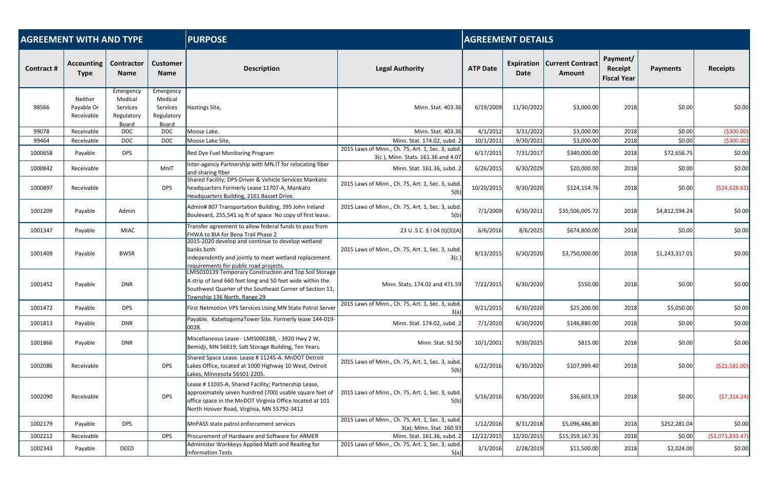| AGREEMENT WITH AND TYPE | | | | PURPOSE | | AGREEMENT DETAILS | | | | | |
|---|---|---|---|---|---|---|---|---|---|---|---|
| Contract # | Accounting Type | Contractor Name | Customer Name | Description | Legal Authority | ATP Date | Expiration Date | Current Contract Amount | Payment/ Receipt Fiscal Year | Payments | Receipts |
| 98566 | Neither Payable Or Receivable | Emergency Medical Services Regulatory Board | Emergency Medical Services Regulatory Board | Hastings Site, | Minn. Stat. 403.36 | 6/19/2009 | 11/30/2022 | $3,000.00 | 2018 | $0.00 | $0.00 |
| 99078 | Receivable | DOC | DOC | Moose Lake. | Minn. Stat. 403.36 | 4/1/2012 | 3/31/2022 | $3,000.00 | 2018 | $0.00 | ($300.00) |
| 99464 | Receivable | DOC | DOC | Moose Lake Site, | Minn. Stat. 174.02, subd. 2 | 10/1/2011 | 9/30/2021 | $3,000.00 | 2018 | $0.00 | ($300.00) |
| 1000658 | Payable | DPS | | Red Dye Fuel Monitoring Program | 2015 Laws of Minn., Ch. 75, Art. 1, Sec. 3, subd. 3(c ), Minn. Stats. 161.36 and 4.07 | 6/17/2015 | 7/31/2017 | $340,000.00 | 2018 | $72,656.75 | $0.00 |
| 1000842 | Receivable | | MnIT | Inter-agency Partnership with MN.IT for relocating fiber and sharing fiber | Minn. Stat. 161.36, subd. 2 | 6/26/2015 | 6/30/2029 | $20,000.00 | 2018 | $0.00 | $0.00 |
| 1000897 | Receivable | | DPS | Shared Facility; DPS-Driver & Vehicle Services Mankato headquarters Formerly Lease 11707-A, Mankato Headquarters Building, 2161 Basset Drive. | 2015 Laws of Minn., Ch. 75, Art. 1, Sec. 3, subd. 5(b) | 10/20/2015 | 9/30/2020 | $124,154.76 | 2018 | $0.00 | ($24,628.62) |
| 1001209 | Payable | Admin | | Admin# 807 Transportation Building, 395 John Ireland Boulevard, 255,541 sq ft of space No copy of first lease. | 2015 Laws of Minn., Ch. 75, Art. 1, Sec. 3, subd. 5(b) | 7/1/2009 | 6/30/2011 | $35,506,005.72 | 2018 | $4,812,594.24 | $0.00 |
| 1001347 | Payable | MIAC | | Transfer agreement to allow federal funds to pass from FHWA to BIA for Bena Trail Phase 2 | 23 U .S.C. § I 04 (t)(3)(A) | 6/6/2016 | 8/6/2025 | $674,800.00 | 2018 | $0.00 | $0.00 |
| 1001409 | Payable | BWSR | | 2015-2020 develop and continue to develop wetland banks both independently and jointly to meet wetland replacement requirements for public road projects. | 2015 Laws of Minn., Ch. 75, Art. 1, Sec. 3, subd. 3(c ) | 8/13/2015 | 6/30/2020 | $3,750,000.00 | 2018 | $1,243,317.01 | $0.00 |
| 1001452 | Payable | DNR | | LMIS010139 Temporary Construction and Top Soil Storage A strip of land 660 feet long and 50 feet wide within the Southwest Quarter of the Southeast Corner of Section 11, Township 136 North, Range 29 | Minn. Stats. 174.02 and 471.59 | 7/22/2015 | 6/30/2020 | $550.00 | 2018 | $0.00 | $0.00 |
| 1001472 | Payable | DPS | | First Netmotion VPS Services Using MN State Patrol Server | 2015 Laws of Minn., Ch. 75, Art. 1, Sec. 3, subd. 3(a) | 9/21/2015 | 6/30/2020 | $25,200.00 | 2018 | $5,050.00 | $0.00 |
| 1001813 | Payable | DNR | | Payable. KabetogemaTower Site. Formerly lease 144-019-0028. | Minn. Stat. 174.02, subd. 2 | 7/1/2010 | 6/30/2020 | $146,880.00 | 2018 | $0.00 | $0.00 |
| 1001866 | Payable | DNR | | Miscellaneous Lease - LMIS000288, - 3920 Hwy 2 W, Bemidji, MN 56619, Salt Storage Building, Ten Years. | Minn. Stat. 92.50 | 10/1/2001 | 9/30/2025 | $815.00 | 2018 | $0.00 | $0.00 |
| 1002086 | Receivable | | DPS | Shared Space Lease. Lease # 11245-A. MnDOT Detroit Lakes Office, located at 1000 Highway 10 West, Detroit Lakes, Minnesota 56501-2205. | 2015 Laws of Minn., Ch. 75, Art. 1, Sec. 3, subd. 5(b) | 6/22/2016 | 6/30/2020 | $107,999.40 | 2018 | $0.00 | ($21,581.00) |
| 1002090 | Receivable | | DPS | Lease # 11035-A, Shared Facility; Partnership Lease, approximately seven hundred (700) usable square feet of office space in the MnDOT Virginia Office located at 101 North Hoover Road, Virginia, MN 55792-3412 | 2015 Laws of Minn., Ch. 75, Art. 1, Sec. 3, subd. 5(b) | 5/16/2016 | 6/30/2020 | $36,603.19 | 2018 | $0.00 | ($7,314.24) |
| 1002179 | Payable | DPS | | MnPASS state patrol enforcement services | 2015 Laws of Minn., Ch. 75, Art. 1, Sec. 3, subd. 3(a); Minn. Stat. 160.93 | 1/12/2016 | 8/31/2018 | $5,096,486.80 | 2018 | $252,281.04 | $0.00 |
| 1002212 | Receivable | | DPS | Procurement of Hardware and Software for ARMER | Minn. Stat. 161.36, subd. 2 | 12/22/2015 | 12/20/2015 | $15,359,167.35 | 2018 | $0.00 | ($3,071,833.47) |
| 1002343 | Payable | DEED | | Administer Workkeys Applied Math and Reading for Information Tests | 2015 Laws of Minn., Ch. 75, Art. 1, Sec. 3, subd. 5(a) | 3/3/2016 | 2/28/2019 | $11,500.00 | 2018 | $2,024.00 | $0.00 |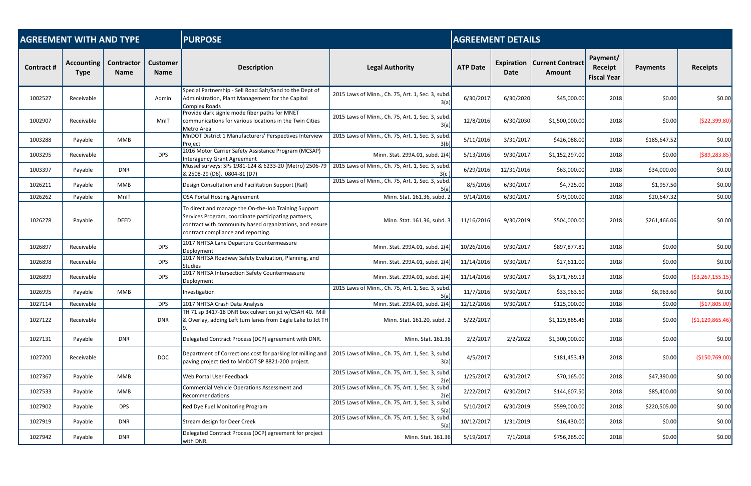| AGREEMENT WITH AND TYPE | | | | PURPOSE | | AGREEMENT DETAILS | | | | | |
|---|---|---|---|---|---|---|---|---|---|---|---|
| Contract # | Accounting Type | Contractor Name | Customer Name | Description | Legal Authority | ATP Date | Expiration Date | Current Contract Amount | Payment/ Receipt Fiscal Year | Payments | Receipts |
| 1002527 | Receivable | | Admin | Special Partnership - Sell Road Salt/Sand to the Dept of Administration, Plant Management for the Capitol Complex Roads | 2015 Laws of Minn., Ch. 75, Art. 1, Sec. 3, subd. 3(a) | 6/30/2017 | 6/30/2020 | $45,000.00 | 2018 | $0.00 | $0.00 |
| 1002907 | Receivable | | MnIT | Provide dark signle mode fiber paths for MNET communications for various locations in the Twin Cities Metro Area | 2015 Laws of Minn., Ch. 75, Art. 1, Sec. 3, subd. 3(a) | 12/8/2016 | 6/30/2030 | $1,500,000.00 | 2018 | $0.00 | ($22,399.80) |
| 1003288 | Payable | MMB | | MnDOT District 1 Manufacturers' Perspectives Interview Project | 2015 Laws of Minn., Ch. 75, Art. 1, Sec. 3, subd. 3(b) | 5/11/2016 | 3/31/2017 | $426,088.00 | 2018 | $185,647.52 | $0.00 |
| 1003295 | Receivable | | DPS | 2016 Motor Carrier Safety Assistance Program (MCSAP) Interagency Grant Agreement | Minn. Stat. 299A.01, subd. 2(4) | 5/13/2016 | 9/30/2017 | $1,152,297.00 | 2018 | $0.00 | ($89,283.85) |
| 1003397 | Payable | DNR | | Mussel surveys: SPs 1981-124 & 6233-20 (Metro) 2506-79 & 2508-29 (D6), 0804-81 (D7) | 2015 Laws of Minn., Ch. 75, Art. 1, Sec. 3, subd. 3(c ) | 6/29/2016 | 12/31/2016 | $63,000.00 | 2018 | $34,000.00 | $0.00 |
| 1026211 | Payable | MMB | | Design Consultation and Facilitation Support (Rail) | 2015 Laws of Minn., Ch. 75, Art. 1, Sec. 3, subd. 5(a) | 8/5/2016 | 6/30/2017 | $4,725.00 | 2018 | $1,957.50 | $0.00 |
| 1026262 | Payable | MnIT | | OSA Portal Hosting Agreement | Minn. Stat. 161.36, subd. 2 | 9/14/2016 | 6/30/2017 | $79,000.00 | 2018 | $20,647.32 | $0.00 |
| 1026278 | Payable | DEED | | To direct and manage the On-the-Job Training Support Services Program, coordinate participating partners, contract with community based organizations, and ensure contract compliance and reporting. | Minn. Stat. 161.36, subd. 3 | 11/16/2016 | 9/30/2019 | $504,000.00 | 2018 | $261,466.06 | $0.00 |
| 1026897 | Receivable | | DPS | 2017 NHTSA Lane Departure Countermeasure Deployment | Minn. Stat. 299A.01, subd. 2(4) | 10/26/2016 | 9/30/2017 | $897,877.81 | 2018 | $0.00 | $0.00 |
| 1026898 | Receivable | | DPS | 2017 NHTSA Roadway Safety Evaluation, Planning, and Studies | Minn. Stat. 299A.01, subd. 2(4) | 11/14/2016 | 9/30/2017 | $27,611.00 | 2018 | $0.00 | $0.00 |
| 1026899 | Receivable | | DPS | 2017 NHTSA Intersection Safety Countermeasure Deployment | Minn. Stat. 299A.01, subd. 2(4) | 11/14/2016 | 9/30/2017 | $5,171,769.13 | 2018 | $0.00 | ($3,267,155.15) |
| 1026995 | Payable | MMB | | Investigation | 2015 Laws of Minn., Ch. 75, Art. 1, Sec. 3, subd. 5(a) | 11/7/2016 | 9/30/2017 | $33,963.60 | 2018 | $8,963.60 | $0.00 |
| 1027114 | Receivable | | DPS | 2017 NHTSA Crash Data Analysis | Minn. Stat. 299A.01, subd. 2(4) | 12/12/2016 | 9/30/2017 | $125,000.00 | 2018 | $0.00 | ($17,805.00) |
| 1027122 | Receivable | | DNR | TH 71 sp 3417-18 DNR box culvert on jct w/CSAH 40. Mill & Overlay, adding Left turn lanes from Eagle Lake to Jct TH 9. | Minn. Stat. 161.20, subd. 2 | 5/22/2017 | | $1,129,865.46 | 2018 | $0.00 | ($1,129,865.46) |
| 1027131 | Payable | DNR | | Delegated Contract Process (DCP) agreement with DNR. | Minn. Stat. 161.36 | 2/2/2017 | 2/2/2022 | $1,300,000.00 | 2018 | $0.00 | $0.00 |
| 1027200 | Receivable | | DOC | Department of Corrections cost for parking lot milling and paving project tied to MnDOT SP 8821-200 project. | 2015 Laws of Minn., Ch. 75, Art. 1, Sec. 3, subd. 3(a) | 4/5/2017 | | $181,453.43 | 2018 | $0.00 | ($150,769.00) |
| 1027367 | Payable | MMB | | Web Portal User Feedback | 2015 Laws of Minn., Ch. 75, Art. 1, Sec. 3, subd. 2(e) | 1/25/2017 | 6/30/2017 | $70,165.00 | 2018 | $47,390.00 | $0.00 |
| 1027533 | Payable | MMB | | Commercial Vehicle Operations Assessment and Recommendations | 2015 Laws of Minn., Ch. 75, Art. 1, Sec. 3, subd. 2(e) | 2/22/2017 | 6/30/2017 | $144,607.50 | 2018 | $85,400.00 | $0.00 |
| 1027902 | Payable | DPS | | Red Dye Fuel Monitoring Program | 2015 Laws of Minn., Ch. 75, Art. 1, Sec. 3, subd. 5(a) | 5/10/2017 | 6/30/2019 | $599,000.00 | 2018 | $220,505.00 | $0.00 |
| 1027919 | Payable | DNR | | Stream design for Deer Creek | 2015 Laws of Minn., Ch. 75, Art. 1, Sec. 3, subd. 5(a) | 10/12/2017 | 1/31/2019 | $16,430.00 | 2018 | $0.00 | $0.00 |
| 1027942 | Payable | DNR | | Delegated Contract Process (DCP) agreement for project with DNR. | Minn. Stat. 161.36 | 5/19/2017 | 7/1/2018 | $756,265.00 | 2018 | $0.00 | $0.00 |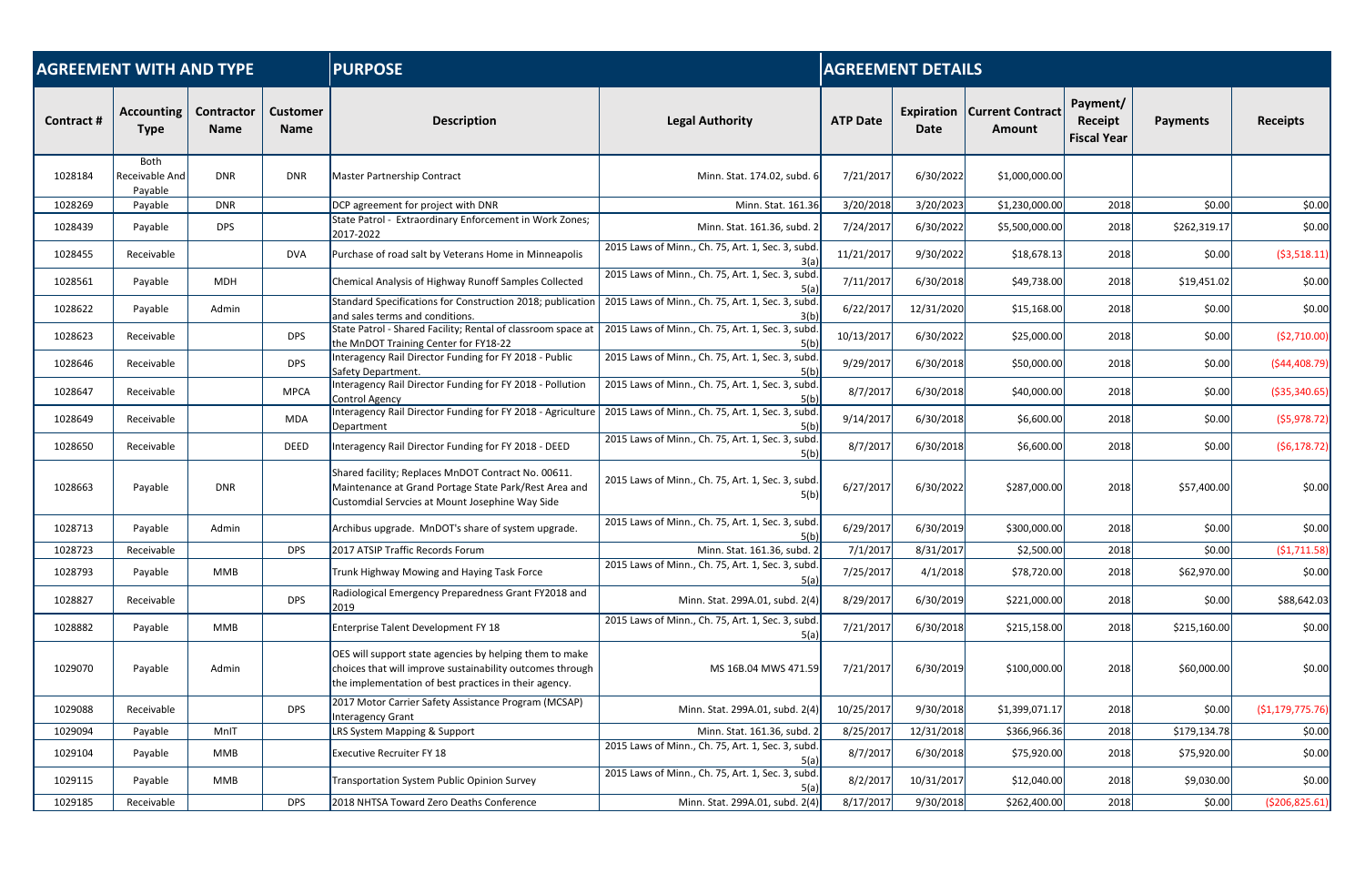| AGREEMENT WITH AND TYPE | | | | PURPOSE | | AGREEMENT DETAILS | | | | | |
|---|---|---|---|---|---|---|---|---|---|---|---|
| Contract # | Accounting Type | Contractor Name | Customer Name | Description | Legal Authority | ATP Date | Expiration Date | Current Contract Amount | Payment/ Receipt Fiscal Year | Payments | Receipts |
| 1028184 | Both Receivable And Payable | DNR | DNR | Master Partnership Contract | Minn. Stat. 174.02, subd. 6 | 7/21/2017 | 6/30/2022 | $1,000,000.00 | | | |
| 1028269 | Payable | DNR | | DCP agreement for project with DNR | Minn. Stat. 161.36 | 3/20/2018 | 3/20/2023 | $1,230,000.00 | 2018 | $0.00 | $0.00 |
| 1028439 | Payable | DPS | | State Patrol - Extraordinary Enforcement in Work Zones; 2017-2022 | Minn. Stat. 161.36, subd. 2 | 7/24/2017 | 6/30/2022 | $5,500,000.00 | 2018 | $262,319.17 | $0.00 |
| 1028455 | Receivable | | DVA | Purchase of road salt by Veterans Home in Minneapolis | 2015 Laws of Minn., Ch. 75, Art. 1, Sec. 3, subd. 3(a) | 11/21/2017 | 9/30/2022 | $18,678.13 | 2018 | $0.00 | ($3,518.11) |
| 1028561 | Payable | MDH | | Chemical Analysis of Highway Runoff Samples Collected | 2015 Laws of Minn., Ch. 75, Art. 1, Sec. 3, subd. 5(a) | 7/11/2017 | 6/30/2018 | $49,738.00 | 2018 | $19,451.02 | $0.00 |
| 1028622 | Payable | Admin | | Standard Specifications for Construction 2018; publication and sales terms and conditions. | 2015 Laws of Minn., Ch. 75, Art. 1, Sec. 3, subd. 3(b) | 6/22/2017 | 12/31/2020 | $15,168.00 | 2018 | $0.00 | $0.00 |
| 1028623 | Receivable | | DPS | State Patrol - Shared Facility; Rental of classroom space at the MnDOT Training Center for FY18-22 | 2015 Laws of Minn., Ch. 75, Art. 1, Sec. 3, subd. 5(b) | 10/13/2017 | 6/30/2022 | $25,000.00 | 2018 | $0.00 | ($2,710.00) |
| 1028646 | Receivable | | DPS | Interagency Rail Director Funding for FY 2018 - Public Safety Department. | 2015 Laws of Minn., Ch. 75, Art. 1, Sec. 3, subd. 5(b) | 9/29/2017 | 6/30/2018 | $50,000.00 | 2018 | $0.00 | ($44,408.79) |
| 1028647 | Receivable | | MPCA | Interagency Rail Director Funding for FY 2018 - Pollution Control Agency | 2015 Laws of Minn., Ch. 75, Art. 1, Sec. 3, subd. 5(b) | 8/7/2017 | 6/30/2018 | $40,000.00 | 2018 | $0.00 | ($35,340.65) |
| 1028649 | Receivable | | MDA | Interagency Rail Director Funding for FY 2018 - Agriculture Department | 2015 Laws of Minn., Ch. 75, Art. 1, Sec. 3, subd. 5(b) | 9/14/2017 | 6/30/2018 | $6,600.00 | 2018 | $0.00 | ($5,978.72) |
| 1028650 | Receivable | | DEED | Interagency Rail Director Funding for FY 2018 - DEED | 2015 Laws of Minn., Ch. 75, Art. 1, Sec. 3, subd. 5(b) | 8/7/2017 | 6/30/2018 | $6,600.00 | 2018 | $0.00 | ($6,178.72) |
| 1028663 | Payable | DNR | | Shared facility; Replaces MnDOT Contract No. 00611. Maintenance at Grand Portage State Park/Rest Area and Customdial Servcies at Mount Josephine Way Side | 2015 Laws of Minn., Ch. 75, Art. 1, Sec. 3, subd. 5(b) | 6/27/2017 | 6/30/2022 | $287,000.00 | 2018 | $57,400.00 | $0.00 |
| 1028713 | Payable | Admin | | Archibus upgrade. MnDOT's share of system upgrade. | 2015 Laws of Minn., Ch. 75, Art. 1, Sec. 3, subd. 5(b) | 6/29/2017 | 6/30/2019 | $300,000.00 | 2018 | $0.00 | $0.00 |
| 1028723 | Receivable | | DPS | 2017 ATSIP Traffic Records Forum | Minn. Stat. 161.36, subd. 2 | 7/1/2017 | 8/31/2017 | $2,500.00 | 2018 | $0.00 | ($1,711.58) |
| 1028793 | Payable | MMB | | Trunk Highway Mowing and Haying Task Force | 2015 Laws of Minn., Ch. 75, Art. 1, Sec. 3, subd. 5(a) | 7/25/2017 | 4/1/2018 | $78,720.00 | 2018 | $62,970.00 | $0.00 |
| 1028827 | Receivable | | DPS | Radiological Emergency Preparedness Grant FY2018 and 2019 | Minn. Stat. 299A.01, subd. 2(4) | 8/29/2017 | 6/30/2019 | $221,000.00 | 2018 | $0.00 | $88,642.03 |
| 1028882 | Payable | MMB | | Enterprise Talent Development FY 18 | 2015 Laws of Minn., Ch. 75, Art. 1, Sec. 3, subd. 5(a) | 7/21/2017 | 6/30/2018 | $215,158.00 | 2018 | $215,160.00 | $0.00 |
| 1029070 | Payable | Admin | | OES will support state agencies by helping them to make choices that will improve sustainability outcomes through the implementation of best practices in their agency. | MS 16B.04 MWS 471.59 | 7/21/2017 | 6/30/2019 | $100,000.00 | 2018 | $60,000.00 | $0.00 |
| 1029088 | Receivable | | DPS | 2017 Motor Carrier Safety Assistance Program (MCSAP) Interagency Grant | Minn. Stat. 299A.01, subd. 2(4) | 10/25/2017 | 9/30/2018 | $1,399,071.17 | 2018 | $0.00 | ($1,179,775.76) |
| 1029094 | Payable | MnIT | | LRS System Mapping & Support | Minn. Stat. 161.36, subd. 2 | 8/25/2017 | 12/31/2018 | $366,966.36 | 2018 | $179,134.78 | $0.00 |
| 1029104 | Payable | MMB | | Executive Recruiter FY 18 | 2015 Laws of Minn., Ch. 75, Art. 1, Sec. 3, subd. 5(a) | 8/7/2017 | 6/30/2018 | $75,920.00 | 2018 | $75,920.00 | $0.00 |
| 1029115 | Payable | MMB | | Transportation System Public Opinion Survey | 2015 Laws of Minn., Ch. 75, Art. 1, Sec. 3, subd. 5(a) | 8/2/2017 | 10/31/2017 | $12,040.00 | 2018 | $9,030.00 | $0.00 |
| 1029185 | Receivable | | DPS | 2018 NHTSA Toward Zero Deaths Conference | Minn. Stat. 299A.01, subd. 2(4) | 8/17/2017 | 9/30/2018 | $262,400.00 | 2018 | $0.00 | ($206,825.61) |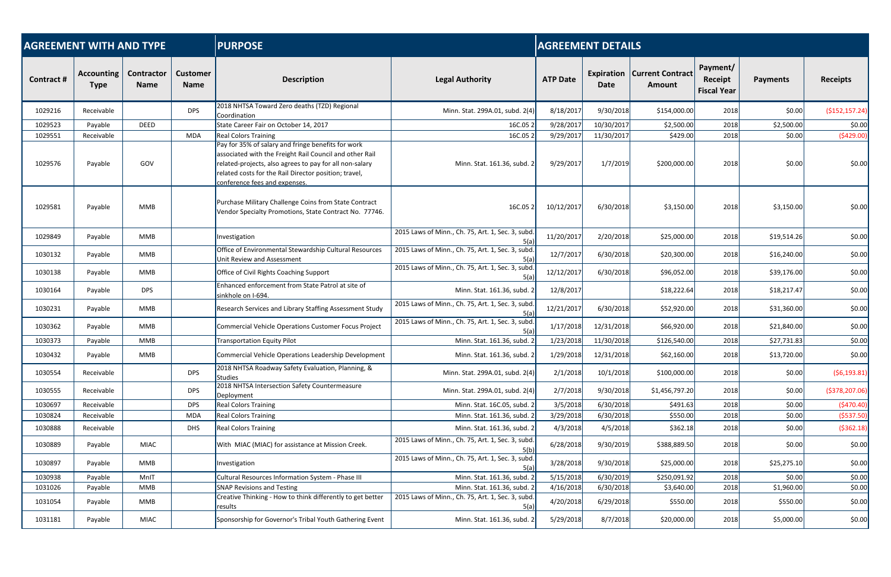| AGREEMENT WITH AND TYPE | | | | PURPOSE | | AGREEMENT DETAILS | | | | | |
|---|---|---|---|---|---|---|---|---|---|---|---|
| Contract # | Accounting Type | Contractor Name | Customer Name | Description | Legal Authority | ATP Date | Expiration Date | Current Contract Amount | Payment/ Receipt Fiscal Year | Payments | Receipts |
| 1029216 | Receivable | | DPS | 2018 NHTSA Toward Zero deaths (TZD) Regional Coordination | Minn. Stat. 299A.01, subd. 2(4) | 8/18/2017 | 9/30/2018 | $154,000.00 | 2018 | $0.00 | ($152,157.24) |
| 1029523 | Payable | DEED | | State Career Fair on October 14, 2017 | 16C.05 2 | 9/28/2017 | 10/30/2017 | $2,500.00 | 2018 | $2,500.00 | $0.00 |
| 1029551 | Receivable | | MDA | Real Colors Training | 16C.05 2 | 9/29/2017 | 11/30/2017 | $429.00 | 2018 | $0.00 | ($429.00) |
| 1029576 | Payable | GOV | | Pay for 35% of salary and fringe benefits for work associated with the Freight Rail Council and other Rail related-projects, also agrees to pay for all non-salary related costs for the Rail Director position; travel, conference fees and expenses. | Minn. Stat. 161.36, subd. 2 | 9/29/2017 | 1/7/2019 | $200,000.00 | 2018 | $0.00 | $0.00 |
| 1029581 | Payable | MMB | | Purchase Military Challenge Coins from State Contract Vendor Specialty Promotions, State Contract No. 77746. | 16C.05 2 | 10/12/2017 | 6/30/2018 | $3,150.00 | 2018 | $3,150.00 | $0.00 |
| 1029849 | Payable | MMB | | Investigation | 2015 Laws of Minn., Ch. 75, Art. 1, Sec. 3, subd. 5(a) | 11/20/2017 | 2/20/2018 | $25,000.00 | 2018 | $19,514.26 | $0.00 |
| 1030132 | Payable | MMB | | Office of Environmental Stewardship Cultural Resources Unit Review and Assessment | 2015 Laws of Minn., Ch. 75, Art. 1, Sec. 3, subd. 5(a) | 12/7/2017 | 6/30/2018 | $20,300.00 | 2018 | $16,240.00 | $0.00 |
| 1030138 | Payable | MMB | | Office of Civil Rights Coaching Support | 2015 Laws of Minn., Ch. 75, Art. 1, Sec. 3, subd. 5(a) | 12/12/2017 | 6/30/2018 | $96,052.00 | 2018 | $39,176.00 | $0.00 |
| 1030164 | Payable | DPS | | Enhanced enforcement from State Patrol at site of sinkhole on I-694. | Minn. Stat. 161.36, subd. 2 | 12/8/2017 | | $18,222.64 | 2018 | $18,217.47 | $0.00 |
| 1030231 | Payable | MMB | | Research Services and Library Staffing Assessment Study | 2015 Laws of Minn., Ch. 75, Art. 1, Sec. 3, subd. 5(a) | 12/21/2017 | 6/30/2018 | $52,920.00 | 2018 | $31,360.00 | $0.00 |
| 1030362 | Payable | MMB | | Commercial Vehicle Operations Customer Focus Project | 2015 Laws of Minn., Ch. 75, Art. 1, Sec. 3, subd. 5(a) | 1/17/2018 | 12/31/2018 | $66,920.00 | 2018 | $21,840.00 | $0.00 |
| 1030373 | Payable | MMB | | Transportation Equity Pilot | Minn. Stat. 161.36, subd. 2 | 1/23/2018 | 11/30/2018 | $126,540.00 | 2018 | $27,731.83 | $0.00 |
| 1030432 | Payable | MMB | | Commercial Vehicle Operations Leadership Development | Minn. Stat. 161.36, subd. 2 | 1/29/2018 | 12/31/2018 | $62,160.00 | 2018 | $13,720.00 | $0.00 |
| 1030554 | Receivable | | DPS | 2018 NHTSA Roadway Safety Evaluation, Planning, & Studies | Minn. Stat. 299A.01, subd. 2(4) | 2/1/2018 | 10/1/2018 | $100,000.00 | 2018 | $0.00 | ($6,193.81) |
| 1030555 | Receivable | | DPS | 2018 NHTSA Intersection Safety Countermeasure Deployment | Minn. Stat. 299A.01, subd. 2(4) | 2/7/2018 | 9/30/2018 | $1,456,797.20 | 2018 | $0.00 | ($378,207.06) |
| 1030697 | Receivable | | DPS | Real Colors Training | Minn. Stat. 16C.05, subd. 2 | 3/5/2018 | 6/30/2018 | $491.63 | 2018 | $0.00 | ($470.40) |
| 1030824 | Receivable | | MDA | Real Colors Training | Minn. Stat. 161.36, subd. 2 | 3/29/2018 | 6/30/2018 | $550.00 | 2018 | $0.00 | ($537.50) |
| 1030888 | Receivable | | DHS | Real Colors Training | Minn. Stat. 161.36, subd. 2 | 4/3/2018 | 4/5/2018 | $362.18 | 2018 | $0.00 | ($362.18) |
| 1030889 | Payable | MIAC | | With MIAC (MIAC) for assistance at Mission Creek. | 2015 Laws of Minn., Ch. 75, Art. 1, Sec. 3, subd. 5(b) | 6/28/2018 | 9/30/2019 | $388,889.50 | 2018 | $0.00 | $0.00 |
| 1030897 | Payable | MMB | | Investigation | 2015 Laws of Minn., Ch. 75, Art. 1, Sec. 3, subd. 5(a) | 3/28/2018 | 9/30/2018 | $25,000.00 | 2018 | $25,275.10 | $0.00 |
| 1030938 | Payable | MnIT | | Cultural Resources Information System - Phase III | Minn. Stat. 161.36, subd. 2 | 5/15/2018 | 6/30/2019 | $250,091.92 | 2018 | $0.00 | $0.00 |
| 1031026 | Payable | MMB | | SNAP Revisions and Testing | Minn. Stat. 161.36, subd. 2 | 4/16/2018 | 6/30/2018 | $3,640.00 | 2018 | $1,960.00 | $0.00 |
| 1031054 | Payable | MMB | | Creative Thinking - How to think differently to get better results | 2015 Laws of Minn., Ch. 75, Art. 1, Sec. 3, subd. 5(a) | 4/20/2018 | 6/29/2018 | $550.00 | 2018 | $550.00 | $0.00 |
| 1031181 | Payable | MIAC | | Sponsorship for Governor's Tribal Youth Gathering Event | Minn. Stat. 161.36, subd. 2 | 5/29/2018 | 8/7/2018 | $20,000.00 | 2018 | $5,000.00 | $0.00 |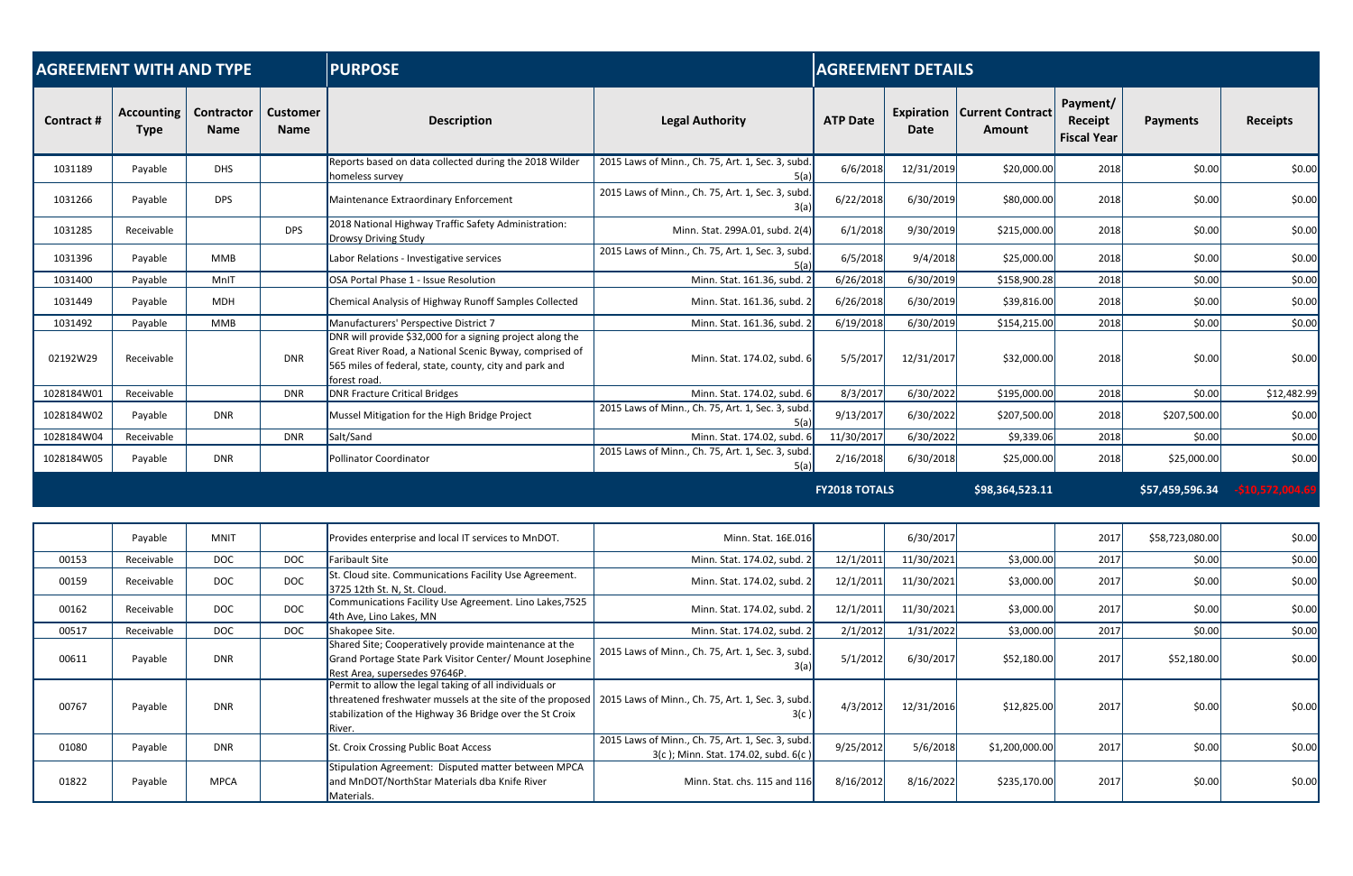| AGREEMENT WITH AND TYPE | | | | PURPOSE | | AGREEMENT DETAILS | | | | | |
|---|---|---|---|---|---|---|---|---|---|---|---|
| Contract # | Accounting Type | Contractor Name | Customer Name | Description | Legal Authority | ATP Date | Expiration Date | Current Contract Amount | Payment/ Receipt Fiscal Year | Payments | Receipts |
| 1031189 | Payable | DHS | | Reports based on data collected during the 2018 Wilder homeless survey | 2015 Laws of Minn., Ch. 75, Art. 1, Sec. 3, subd. 5(a) | 6/6/2018 | 12/31/2019 | $20,000.00 | 2018 | $0.00 | $0.00 |
| 1031266 | Payable | DPS | | Maintenance Extraordinary Enforcement | 2015 Laws of Minn., Ch. 75, Art. 1, Sec. 3, subd. 3(a) | 6/22/2018 | 6/30/2019 | $80,000.00 | 2018 | $0.00 | $0.00 |
| 1031285 | Receivable | | DPS | 2018 National Highway Traffic Safety Administration: Drowsy Driving Study | Minn. Stat. 299A.01, subd. 2(4) | 6/1/2018 | 9/30/2019 | $215,000.00 | 2018 | $0.00 | $0.00 |
| 1031396 | Payable | MMB | | Labor Relations - Investigative services | 2015 Laws of Minn., Ch. 75, Art. 1, Sec. 3, subd. 5(a) | 6/5/2018 | 9/4/2018 | $25,000.00 | 2018 | $0.00 | $0.00 |
| 1031400 | Payable | MnIT | | OSA Portal Phase 1 - Issue Resolution | Minn. Stat. 161.36, subd. 2 | 6/26/2018 | 6/30/2019 | $158,900.28 | 2018 | $0.00 | $0.00 |
| 1031449 | Payable | MDH | | Chemical Analysis of Highway Runoff Samples Collected | Minn. Stat. 161.36, subd. 2 | 6/26/2018 | 6/30/2019 | $39,816.00 | 2018 | $0.00 | $0.00 |
| 1031492 | Payable | MMB | | Manufacturers' Perspective District 7 | Minn. Stat. 161.36, subd. 2 | 6/19/2018 | 6/30/2019 | $154,215.00 | 2018 | $0.00 | $0.00 |
| 02192W29 | Receivable | | DNR | DNR will provide $32,000 for a signing project along the Great River Road, a National Scenic Byway, comprised of 565 miles of federal, state, county, city and park and forest road. | Minn. Stat. 174.02, subd. 6 | 5/5/2017 | 12/31/2017 | $32,000.00 | 2018 | $0.00 | $0.00 |
| 1028184W01 | Receivable | | DNR | DNR Fracture Critical Bridges | Minn. Stat. 174.02, subd. 6 | 8/3/2017 | 6/30/2022 | $195,000.00 | 2018 | $0.00 | $12,482.99 |
| 1028184W02 | Payable | DNR | | Mussel Mitigation for the High Bridge Project | 2015 Laws of Minn., Ch. 75, Art. 1, Sec. 3, subd. 5(a) | 9/13/2017 | 6/30/2022 | $207,500.00 | 2018 | $207,500.00 | $0.00 |
| 1028184W04 | Receivable | | DNR | Salt/Sand | Minn. Stat. 174.02, subd. 6 | 11/30/2017 | 6/30/2022 | $9,339.06 | 2018 | $0.00 | $0.00 |
| 1028184W05 | Payable | DNR | | Pollinator Coordinator | 2015 Laws of Minn., Ch. 75, Art. 1, Sec. 3, subd. 5(a) | 2/16/2018 | 6/30/2018 | $25,000.00 | 2018 | $25,000.00 | $0.00 |
| | | | | | | FY2018 TOTALS | | $98,364,523.11 | | $57,459,596.34 | -$10,572,004.69 |

| Contract # | Accounting Type | Contractor Name | Customer Name | Description | Legal Authority | ATP Date | Expiration Date | Current Contract Amount | Payment/ Receipt Fiscal Year | Payments | Receipts |
|---|---|---|---|---|---|---|---|---|---|---|---|
| | Payable | MNIT | | Provides enterprise and local IT services to MnDOT. | Minn. Stat. 16E.016 | | 6/30/2017 | | 2017 | $58,723,080.00 | $0.00 |
| 00153 | Receivable | DOC | DOC | Faribault Site | Minn. Stat. 174.02, subd. 2 | 12/1/2011 | 11/30/2021 | $3,000.00 | 2017 | $0.00 | $0.00 |
| 00159 | Receivable | DOC | DOC | St. Cloud site. Communications Facility Use Agreement. 3725 12th St. N, St. Cloud. | Minn. Stat. 174.02, subd. 2 | 12/1/2011 | 11/30/2021 | $3,000.00 | 2017 | $0.00 | $0.00 |
| 00162 | Receivable | DOC | DOC | Communications Facility Use Agreement. Lino Lakes,7525 4th Ave, Lino Lakes, MN | Minn. Stat. 174.02, subd. 2 | 12/1/2011 | 11/30/2021 | $3,000.00 | 2017 | $0.00 | $0.00 |
| 00517 | Receivable | DOC | DOC | Shakopee Site. | Minn. Stat. 174.02, subd. 2 | 2/1/2012 | 1/31/2022 | $3,000.00 | 2017 | $0.00 | $0.00 |
| 00611 | Payable | DNR | | Shared Site; Cooperatively provide maintenance at the Grand Portage State Park Visitor Center/ Mount Josephine Rest Area, supersedes 97646P. | 2015 Laws of Minn., Ch. 75, Art. 1, Sec. 3, subd. 3(a) | 5/1/2012 | 6/30/2017 | $52,180.00 | 2017 | $52,180.00 | $0.00 |
| 00767 | Payable | DNR | | Permit to allow the legal taking of all individuals or threatened freshwater mussels at the site of the proposed stabilization of the Highway 36 Bridge over the St Croix River. | 2015 Laws of Minn., Ch. 75, Art. 1, Sec. 3, subd. 3(c ) | 4/3/2012 | 12/31/2016 | $12,825.00 | 2017 | $0.00 | $0.00 |
| 01080 | Payable | DNR | | St. Croix Crossing Public Boat Access | 2015 Laws of Minn., Ch. 75, Art. 1, Sec. 3, subd. 3(c ); Minn. Stat. 174.02, subd. 6(c ) | 9/25/2012 | 5/6/2018 | $1,200,000.00 | 2017 | $0.00 | $0.00 |
| 01822 | Payable | MPCA | | Stipulation Agreement: Disputed matter between MPCA and MnDOT/NorthStar Materials dba Knife River Materials. | Minn. Stat. chs. 115 and 116 | 8/16/2012 | 8/16/2022 | $235,170.00 | 2017 | $0.00 | $0.00 |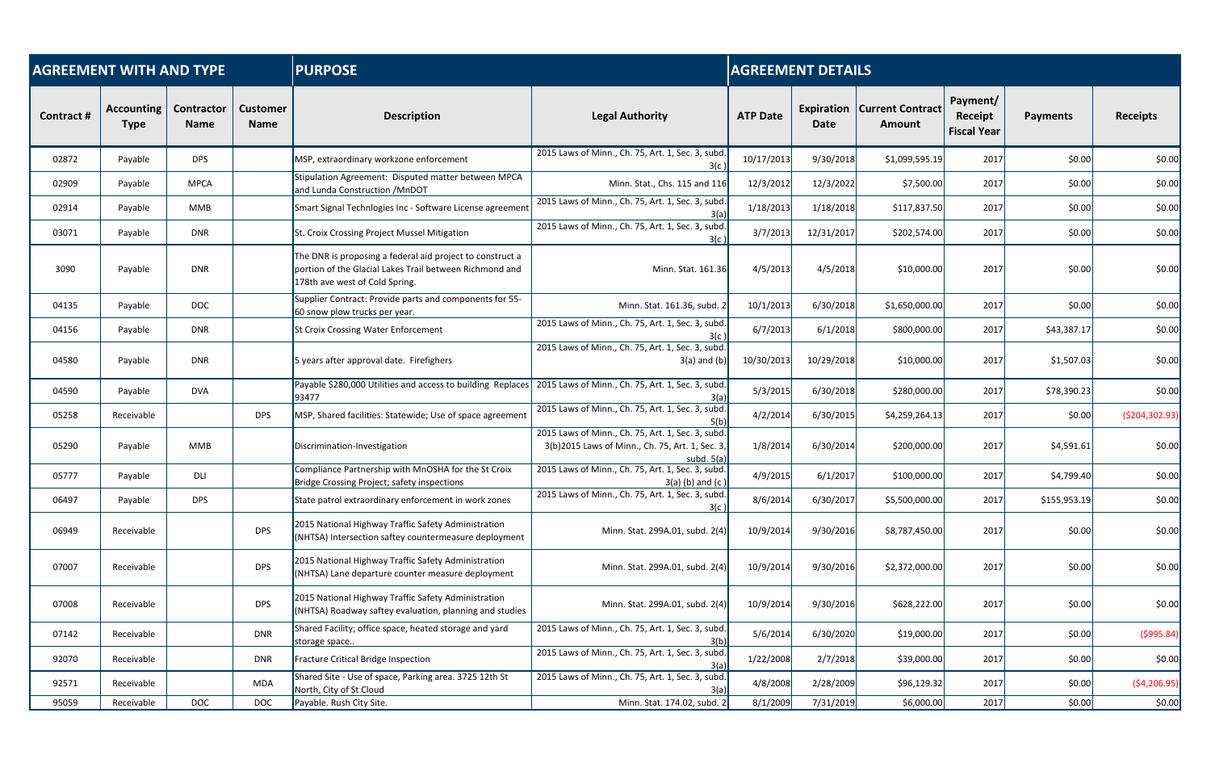| AGREEMENT WITH AND TYPE | | | | PURPOSE | | AGREEMENT DETAILS | | | | | |
|---|---|---|---|---|---|---|---|---|---|---|---|
| Contract # | Accounting Type | Contractor Name | Customer Name | Description | Legal Authority | ATP Date | Expiration Date | Current Contract Amount | Payment/ Receipt Fiscal Year | Payments | Receipts |
| 02872 | Payable | DPS | | MSP, extraordinary workzone enforcement | 2015 Laws of Minn., Ch. 75, Art. 1, Sec. 3, subd. 3(c ) | 10/17/2013 | 9/30/2018 | $1,099,595.19 | 2017 | $0.00 | $0.00 |
| 02909 | Payable | MPCA | | Stipulation Agreement: Disputed matter between MPCA and Lunda Construction /MnDOT | Minn. Stat., Chs. 115 and 116 | 12/3/2012 | 12/3/2022 | $7,500.00 | 2017 | $0.00 | $0.00 |
| 02914 | Payable | MMB | | Smart Signal Technlogies Inc - Software License agreement | 2015 Laws of Minn., Ch. 75, Art. 1, Sec. 3, subd. 3(a) | 1/18/2013 | 1/18/2018 | $117,837.50 | 2017 | $0.00 | $0.00 |
| 03071 | Payable | DNR | | St. Croix Crossing Project Mussel Mitigation | 2015 Laws of Minn., Ch. 75, Art. 1, Sec. 3, subd. 3(c ) | 3/7/2013 | 12/31/2017 | $202,574.00 | 2017 | $0.00 | $0.00 |
| 3090 | Payable | DNR | | The DNR is proposing a federal aid project to construct a portion of the Glacial Lakes Trail between Richmond and 178th ave west of Cold Spring. | Minn. Stat. 161.36 | 4/5/2013 | 4/5/2018 | $10,000.00 | 2017 | $0.00 | $0.00 |
| 04135 | Payable | DOC | | Supplier Contract: Provide parts and components for 55-60 snow plow trucks per year. | Minn. Stat. 161.36, subd. 2 | 10/1/2013 | 6/30/2018 | $1,650,000.00 | 2017 | $0.00 | $0.00 |
| 04156 | Payable | DNR | | St Croix Crossing Water Enforcement | 2015 Laws of Minn., Ch. 75, Art. 1, Sec. 3, subd. 3(c ) | 6/7/2013 | 6/1/2018 | $800,000.00 | 2017 | $43,387.17 | $0.00 |
| 04580 | Payable | DNR | | 5 years after approval date. Firefighers | 2015 Laws of Minn., Ch. 75, Art. 1, Sec. 3, subd. 3(a) and (b) | 10/30/2013 | 10/29/2018 | $10,000.00 | 2017 | $1,507.03 | $0.00 |
| 04590 | Payable | DVA | | Payable $280,000 Utilities and access to building Replaces 93477 | 2015 Laws of Minn., Ch. 75, Art. 1, Sec. 3, subd. 3(a) | 5/3/2015 | 6/30/2018 | $280,000.00 | 2017 | $78,390.23 | $0.00 |
| 05258 | Receivable | | DPS | MSP, Shared facilities: Statewide; Use of space agreement | 2015 Laws of Minn., Ch. 75, Art. 1, Sec. 3, subd. 5(b) | 4/2/2014 | 6/30/2015 | $4,259,264.13 | 2017 | $0.00 | ($204,302.93) |
| 05290 | Payable | MMB | | Discrimination-Investigation | 2015 Laws of Minn., Ch. 75, Art. 1, Sec. 3, subd. 3(b)2015 Laws of Minn., Ch. 75, Art. 1, Sec. 3, subd. 5(a) | 1/8/2014 | 6/30/2014 | $200,000.00 | 2017 | $4,591.61 | $0.00 |
| 05777 | Payable | DLI | | Compliance Partnership with MnOSHA for the St Croix Bridge Crossing Project; safety inspections | 2015 Laws of Minn., Ch. 75, Art. 1, Sec. 3, subd. 3(a) (b) and (c ) | 4/9/2015 | 6/1/2017 | $100,000.00 | 2017 | $4,799.40 | $0.00 |
| 06497 | Payable | DPS | | State patrol extraordinary enforcement in work zones | 2015 Laws of Minn., Ch. 75, Art. 1, Sec. 3, subd. 3(c ) | 8/6/2014 | 6/30/2017 | $5,500,000.00 | 2017 | $155,953.19 | $0.00 |
| 06949 | Receivable | | DPS | 2015 National Highway Traffic Safety Administration (NHTSA) Intersection saftey countermeasure deployment | Minn. Stat. 299A.01, subd. 2(4) | 10/9/2014 | 9/30/2016 | $8,787,450.00 | 2017 | $0.00 | $0.00 |
| 07007 | Receivable | | DPS | 2015 National Highway Traffic Safety Administration (NHTSA) Lane departure counter measure deployment | Minn. Stat. 299A.01, subd. 2(4) | 10/9/2014 | 9/30/2016 | $2,372,000.00 | 2017 | $0.00 | $0.00 |
| 07008 | Receivable | | DPS | 2015 National Highway Traffic Safety Administration (NHTSA) Roadway saftey evaluation, planning and studies | Minn. Stat. 299A.01, subd. 2(4) | 10/9/2014 | 9/30/2016 | $628,222.00 | 2017 | $0.00 | $0.00 |
| 07142 | Receivable | | DNR | Shared Facility; office space, heated storage and yard storage space.. | 2015 Laws of Minn., Ch. 75, Art. 1, Sec. 3, subd. 3(b) | 5/6/2014 | 6/30/2020 | $19,000.00 | 2017 | $0.00 | ($995.84) |
| 92070 | Receivable | | DNR | Fracture Critical Bridge Inspection | 2015 Laws of Minn., Ch. 75, Art. 1, Sec. 3, subd. 3(a) | 1/22/2008 | 2/7/2018 | $39,000.00 | 2017 | $0.00 | $0.00 |
| 92571 | Receivable | | MDA | Shared Site - Use of space, Parking area. 3725 12th St North, City of St Cloud | 2015 Laws of Minn., Ch. 75, Art. 1, Sec. 3, subd. 3(a) | 4/8/2008 | 2/28/2009 | $96,129.32 | 2017 | $0.00 | ($4,206.95) |
| 95059 | Receivable | DOC | DOC | Payable. Rush City Site. | Minn. Stat. 174.02, subd. 2 | 8/1/2009 | 7/31/2019 | $6,000.00 | 2017 | $0.00 | $0.00 |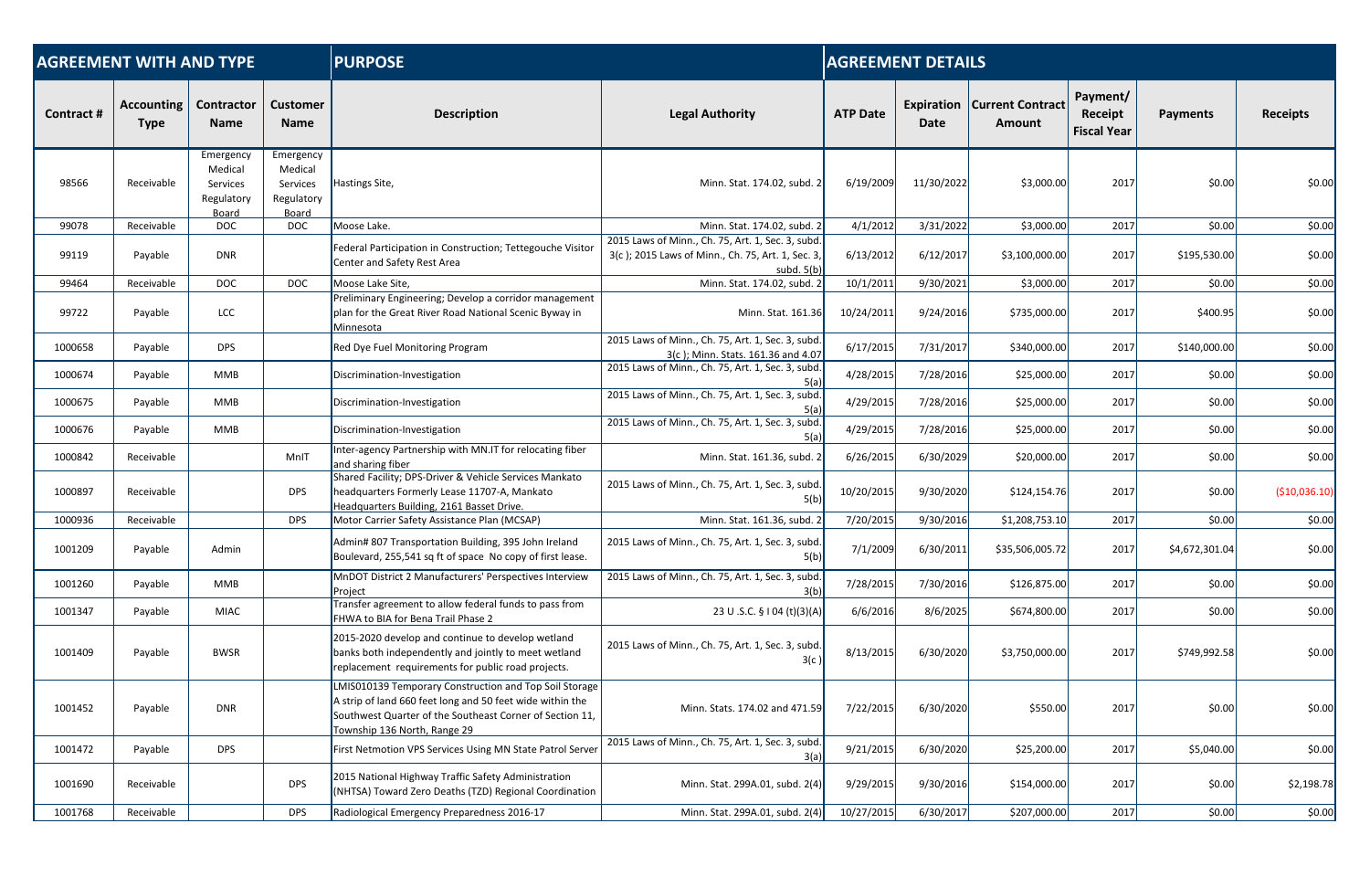| AGREEMENT WITH AND TYPE | | | | PURPOSE | | AGREEMENT DETAILS | | | | | |
|---|---|---|---|---|---|---|---|---|---|---|---|
| Contract # | Accounting Type | Contractor Name | Customer Name | Description | Legal Authority | ATP Date | Expiration Date | Current Contract Amount | Payment/ Receipt Fiscal Year | Payments | Receipts |
| 98566 | Receivable | Emergency Medical Services Regulatory Board | Emergency Medical Services Regulatory Board | Hastings Site, | Minn. Stat. 174.02, subd. 2 | 6/19/2009 | 11/30/2022 | $3,000.00 | 2017 | $0.00 | $0.00 |
| 99078 | Receivable | DOC | DOC | Moose Lake. | Minn. Stat. 174.02, subd. 2 | 4/1/2012 | 3/31/2022 | $3,000.00 | 2017 | $0.00 | $0.00 |
| 99119 | Payable | DNR | | Federal Participation in Construction; Tettegouche Visitor Center and Safety Rest Area | 2015 Laws of Minn., Ch. 75, Art. 1, Sec. 3, subd. 3(c ); 2015 Laws of Minn., Ch. 75, Art. 1, Sec. 3, subd. 5(b) | 6/13/2012 | 6/12/2017 | $3,100,000.00 | 2017 | $195,530.00 | $0.00 |
| 99464 | Receivable | DOC | DOC | Moose Lake Site, | Minn. Stat. 174.02, subd. 2 | 10/1/2011 | 9/30/2021 | $3,000.00 | 2017 | $0.00 | $0.00 |
| 99722 | Payable | LCC | | Preliminary Engineering; Develop a corridor management plan for the Great River Road National Scenic Byway in Minnesota | Minn. Stat. 161.36 | 10/24/2011 | 9/24/2016 | $735,000.00 | 2017 | $400.95 | $0.00 |
| 1000658 | Payable | DPS | | Red Dye Fuel Monitoring Program | 2015 Laws of Minn., Ch. 75, Art. 1, Sec. 3, subd. 3(c ); Minn. Stats. 161.36 and 4.07 | 6/17/2015 | 7/31/2017 | $340,000.00 | 2017 | $140,000.00 | $0.00 |
| 1000674 | Payable | MMB | | Discrimination-Investigation | 2015 Laws of Minn., Ch. 75, Art. 1, Sec. 3, subd. 5(a) | 4/28/2015 | 7/28/2016 | $25,000.00 | 2017 | $0.00 | $0.00 |
| 1000675 | Payable | MMB | | Discrimination-Investigation | 2015 Laws of Minn., Ch. 75, Art. 1, Sec. 3, subd. 5(a) | 4/29/2015 | 7/28/2016 | $25,000.00 | 2017 | $0.00 | $0.00 |
| 1000676 | Payable | MMB | | Discrimination-Investigation | 2015 Laws of Minn., Ch. 75, Art. 1, Sec. 3, subd. 5(a) | 4/29/2015 | 7/28/2016 | $25,000.00 | 2017 | $0.00 | $0.00 |
| 1000842 | Receivable | | MnIT | Inter-agency Partnership with MN.IT for relocating fiber and sharing fiber | Minn. Stat. 161.36, subd. 2 | 6/26/2015 | 6/30/2029 | $20,000.00 | 2017 | $0.00 | $0.00 |
| 1000897 | Receivable | | DPS | Shared Facility; DPS-Driver & Vehicle Services Mankato headquarters Formerly Lease 11707-A, Mankato Headquarters Building, 2161 Basset Drive. | 2015 Laws of Minn., Ch. 75, Art. 1, Sec. 3, subd. 5(b) | 10/20/2015 | 9/30/2020 | $124,154.76 | 2017 | $0.00 | ($10,036.10) |
| 1000936 | Receivable | | DPS | Motor Carrier Safety Assistance Plan (MCSAP) | Minn. Stat. 161.36, subd. 2 | 7/20/2015 | 9/30/2016 | $1,208,753.10 | 2017 | $0.00 | $0.00 |
| 1001209 | Payable | Admin | | Admin# 807 Transportation Building, 395 John Ireland Boulevard, 255,541 sq ft of space No copy of first lease. | 2015 Laws of Minn., Ch. 75, Art. 1, Sec. 3, subd. 5(b) | 7/1/2009 | 6/30/2011 | $35,506,005.72 | 2017 | $4,672,301.04 | $0.00 |
| 1001260 | Payable | MMB | | MnDOT District 2 Manufacturers' Perspectives Interview Project | 2015 Laws of Minn., Ch. 75, Art. 1, Sec. 3, subd. 3(b) | 7/28/2015 | 7/30/2016 | $126,875.00 | 2017 | $0.00 | $0.00 |
| 1001347 | Payable | MIAC | | Transfer agreement to allow federal funds to pass from FHWA to BIA for Bena Trail Phase 2 | 23 U .S.C. § I 04 (t)(3)(A) | 6/6/2016 | 8/6/2025 | $674,800.00 | 2017 | $0.00 | $0.00 |
| 1001409 | Payable | BWSR | | 2015-2020 develop and continue to develop wetland banks both independently and jointly to meet wetland replacement requirements for public road projects. | 2015 Laws of Minn., Ch. 75, Art. 1, Sec. 3, subd. 3(c ) | 8/13/2015 | 6/30/2020 | $3,750,000.00 | 2017 | $749,992.58 | $0.00 |
| 1001452 | Payable | DNR | | LMIS010139 Temporary Construction and Top Soil Storage A strip of land 660 feet long and 50 feet wide within the Southwest Quarter of the Southeast Corner of Section 11, Township 136 North, Range 29 | Minn. Stats. 174.02 and 471.59 | 7/22/2015 | 6/30/2020 | $550.00 | 2017 | $0.00 | $0.00 |
| 1001472 | Payable | DPS | | First Netmotion VPS Services Using MN State Patrol Server | 2015 Laws of Minn., Ch. 75, Art. 1, Sec. 3, subd. 3(a) | 9/21/2015 | 6/30/2020 | $25,200.00 | 2017 | $5,040.00 | $0.00 |
| 1001690 | Receivable | | DPS | 2015 National Highway Traffic Safety Administration (NHTSA) Toward Zero Deaths (TZD) Regional Coordination | Minn. Stat. 299A.01, subd. 2(4) | 9/29/2015 | 9/30/2016 | $154,000.00 | 2017 | $0.00 | $2,198.78 |
| 1001768 | Receivable | | DPS | Radiological Emergency Preparedness 2016-17 | Minn. Stat. 299A.01, subd. 2(4) | 10/27/2015 | 6/30/2017 | $207,000.00 | 2017 | $0.00 | $0.00 |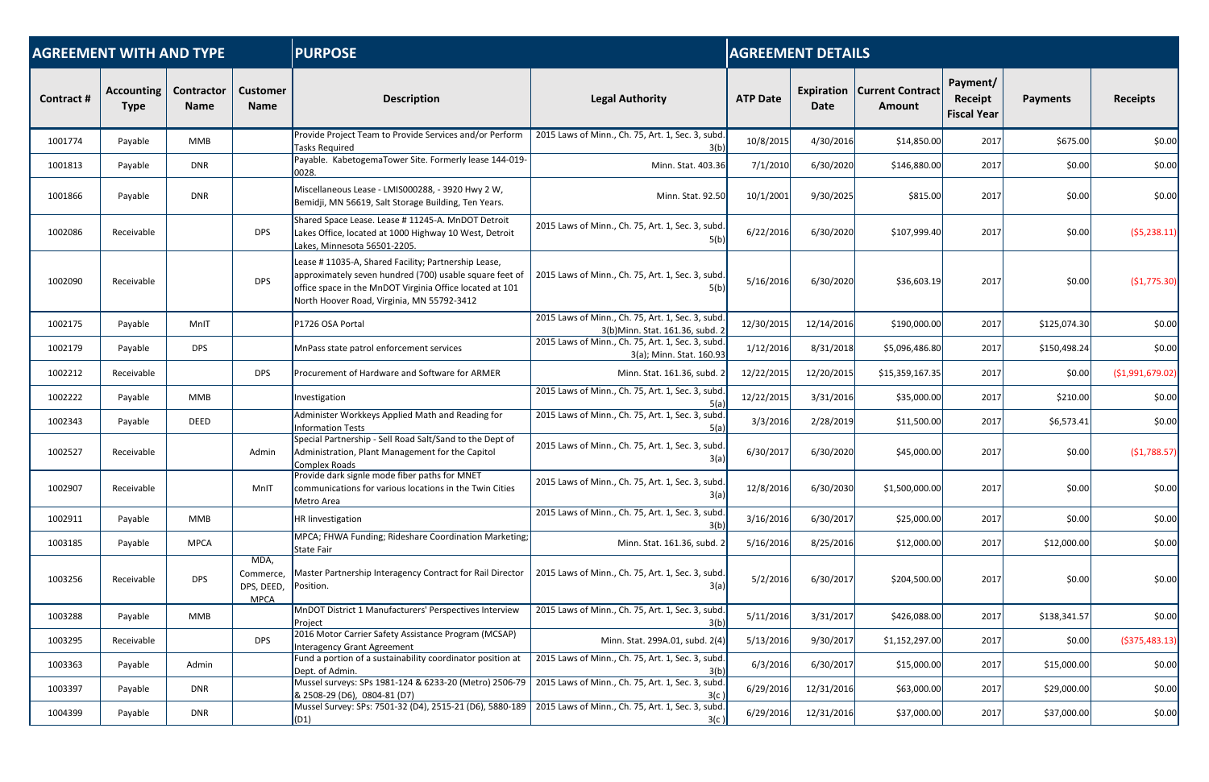| AGREEMENT WITH AND TYPE | | | | PURPOSE | | AGREEMENT DETAILS | | | | | |
|---|---|---|---|---|---|---|---|---|---|---|---|
| Contract # | Accounting Type | Contractor Name | Customer Name | Description | Legal Authority | ATP Date | Expiration Date | Current Contract Amount | Payment/ Receipt Fiscal Year | Payments | Receipts |
| 1001774 | Payable | MMB | | Provide Project Team to Provide Services and/or Perform Tasks Required | 2015 Laws of Minn., Ch. 75, Art. 1, Sec. 3, subd. 3(b) | 10/8/2015 | 4/30/2016 | $14,850.00 | 2017 | $675.00 | $0.00 |
| 1001813 | Payable | DNR | | Payable. KabetogemaTower Site. Formerly lease 144-019-0028. | Minn. Stat. 403.36 | 7/1/2010 | 6/30/2020 | $146,880.00 | 2017 | $0.00 | $0.00 |
| 1001866 | Payable | DNR | | Miscellaneous Lease - LMIS000288, - 3920 Hwy 2 W, Bemidji, MN 56619, Salt Storage Building, Ten Years. | Minn. Stat. 92.50 | 10/1/2001 | 9/30/2025 | $815.00 | 2017 | $0.00 | $0.00 |
| 1002086 | Receivable | | DPS | Shared Space Lease. Lease # 11245-A. MnDOT Detroit Lakes Office, located at 1000 Highway 10 West, Detroit Lakes, Minnesota 56501-2205. | 2015 Laws of Minn., Ch. 75, Art. 1, Sec. 3, subd. 5(b) | 6/22/2016 | 6/30/2020 | $107,999.40 | 2017 | $0.00 | ($5,238.11) |
| 1002090 | Receivable | | DPS | Lease # 11035-A, Shared Facility; Partnership Lease, approximately seven hundred (700) usable square feet of office space in the MnDOT Virginia Office located at 101 North Hoover Road, Virginia, MN 55792-3412 | 2015 Laws of Minn., Ch. 75, Art. 1, Sec. 3, subd. 5(b) | 5/16/2016 | 6/30/2020 | $36,603.19 | 2017 | $0.00 | ($1,775.30) |
| 1002175 | Payable | MnIT | | P1726 OSA Portal | 2015 Laws of Minn., Ch. 75, Art. 1, Sec. 3, subd. 3(b)Minn. Stat. 161.36, subd. 2 | 12/30/2015 | 12/14/2016 | $190,000.00 | 2017 | $125,074.30 | $0.00 |
| 1002179 | Payable | DPS | | MnPass state patrol enforcement services | 2015 Laws of Minn., Ch. 75, Art. 1, Sec. 3, subd. 3(a); Minn. Stat. 160.93 | 1/12/2016 | 8/31/2018 | $5,096,486.80 | 2017 | $150,498.24 | $0.00 |
| 1002212 | Receivable | | DPS | Procurement of Hardware and Software for ARMER | Minn. Stat. 161.36, subd. 2 | 12/22/2015 | 12/20/2015 | $15,359,167.35 | 2017 | $0.00 | ($1,991,679.02) |
| 1002222 | Payable | MMB | | Investigation | 2015 Laws of Minn., Ch. 75, Art. 1, Sec. 3, subd. 5(a) | 12/22/2015 | 3/31/2016 | $35,000.00 | 2017 | $210.00 | $0.00 |
| 1002343 | Payable | DEED | | Administer Workkeys Applied Math and Reading for Information Tests | 2015 Laws of Minn., Ch. 75, Art. 1, Sec. 3, subd. 5(a) | 3/3/2016 | 2/28/2019 | $11,500.00 | 2017 | $6,573.41 | $0.00 |
| 1002527 | Receivable | | Admin | Special Partnership - Sell Road Salt/Sand to the Dept of Administration, Plant Management for the Capitol Complex Roads | 2015 Laws of Minn., Ch. 75, Art. 1, Sec. 3, subd. 3(a) | 6/30/2017 | 6/30/2020 | $45,000.00 | 2017 | $0.00 | ($1,788.57) |
| 1002907 | Receivable | | MnIT | Provide dark signle mode fiber paths for MNET communications for various locations in the Twin Cities Metro Area | 2015 Laws of Minn., Ch. 75, Art. 1, Sec. 3, subd. 3(a) | 12/8/2016 | 6/30/2030 | $1,500,000.00 | 2017 | $0.00 | $0.00 |
| 1002911 | Payable | MMB | | HR Iinvestigation | 2015 Laws of Minn., Ch. 75, Art. 1, Sec. 3, subd. 3(b) | 3/16/2016 | 6/30/2017 | $25,000.00 | 2017 | $0.00 | $0.00 |
| 1003185 | Payable | MPCA | | MPCA; FHWA Funding; Rideshare Coordination Marketing; State Fair | Minn. Stat. 161.36, subd. 2 | 5/16/2016 | 8/25/2016 | $12,000.00 | 2017 | $12,000.00 | $0.00 |
| 1003256 | Receivable | DPS | MDA, Commerce, DPS, DEED, MPCA | Master Partnership Interagency Contract for Rail Director Position. | 2015 Laws of Minn., Ch. 75, Art. 1, Sec. 3, subd. 3(a) | 5/2/2016 | 6/30/2017 | $204,500.00 | 2017 | $0.00 | $0.00 |
| 1003288 | Payable | MMB | | MnDOT District 1 Manufacturers' Perspectives Interview Project | 2015 Laws of Minn., Ch. 75, Art. 1, Sec. 3, subd. 3(b) | 5/11/2016 | 3/31/2017 | $426,088.00 | 2017 | $138,341.57 | $0.00 |
| 1003295 | Receivable | | DPS | 2016 Motor Carrier Safety Assistance Program (MCSAP) Interagency Grant Agreement | Minn. Stat. 299A.01, subd. 2(4) | 5/13/2016 | 9/30/2017 | $1,152,297.00 | 2017 | $0.00 | ($375,483.13) |
| 1003363 | Payable | Admin | | Fund a portion of a sustainability coordinator position at Dept. of Admin. | 2015 Laws of Minn., Ch. 75, Art. 1, Sec. 3, subd. 3(b) | 6/3/2016 | 6/30/2017 | $15,000.00 | 2017 | $15,000.00 | $0.00 |
| 1003397 | Payable | DNR | | Mussel surveys: SPs 1981-124 & 6233-20 (Metro) 2506-79 & 2508-29 (D6), 0804-81 (D7) | 2015 Laws of Minn., Ch. 75, Art. 1, Sec. 3, subd. 3(c ) | 6/29/2016 | 12/31/2016 | $63,000.00 | 2017 | $29,000.00 | $0.00 |
| 1004399 | Payable | DNR | | Mussel Survey: SPs: 7501-32 (D4), 2515-21 (D6), 5880-189 (D1) | 2015 Laws of Minn., Ch. 75, Art. 1, Sec. 3, subd. 3(c ) | 6/29/2016 | 12/31/2016 | $37,000.00 | 2017 | $37,000.00 | $0.00 |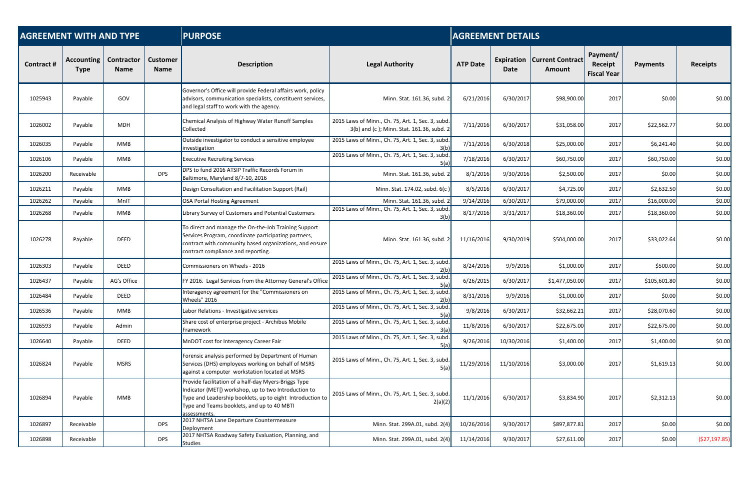| AGREEMENT WITH AND TYPE | | | | PURPOSE | | AGREEMENT DETAILS | | | | | |
|---|---|---|---|---|---|---|---|---|---|---|---|
| Contract # | Accounting Type | Contractor Name | Customer Name | Description | Legal Authority | ATP Date | Expiration Date | Current Contract Amount | Payment/ Receipt Fiscal Year | Payments | Receipts |
| 1025943 | Payable | GOV | | Governor's Office will provide Federal affairs work, policy advisors, communication specialists, constituent services, and legal staff to work with the agency. | Minn. Stat. 161.36, subd. 2 | 6/21/2016 | 6/30/2017 | $98,900.00 | 2017 | $0.00 | $0.00 |
| 1026002 | Payable | MDH | | Chemical Analysis of Highway Water Runoff Samples Collected | 2015 Laws of Minn., Ch. 75, Art. 1, Sec. 3, subd. 3(b) and (c ); Minn. Stat. 161.36, subd. 2 | 7/11/2016 | 6/30/2017 | $31,058.00 | 2017 | $22,562.77 | $0.00 |
| 1026035 | Payable | MMB | | Outside investigator to conduct a sensitive employee investigation | 2015 Laws of Minn., Ch. 75, Art. 1, Sec. 3, subd. 3(b) | 7/11/2016 | 6/30/2018 | $25,000.00 | 2017 | $6,241.40 | $0.00 |
| 1026106 | Payable | MMB | | Executive Recruiting Services | 2015 Laws of Minn., Ch. 75, Art. 1, Sec. 3, subd. 5(a) | 7/18/2016 | 6/30/2017 | $60,750.00 | 2017 | $60,750.00 | $0.00 |
| 1026200 | Receivable | | DPS | DPS to fund 2016 ATSIP Traffic Records Forum in Baltimore, Maryland 8/7-10, 2016 | Minn. Stat. 161.36, subd. 2 | 8/1/2016 | 9/30/2016 | $2,500.00 | 2017 | $0.00 | $0.00 |
| 1026211 | Payable | MMB | | Design Consultation and Facilitation Support (Rail) | Minn. Stat. 174.02, subd. 6(c ) | 8/5/2016 | 6/30/2017 | $4,725.00 | 2017 | $2,632.50 | $0.00 |
| 1026262 | Payable | MnIT | | OSA Portal Hosting Agreement | Minn. Stat. 161.36, subd. 2 | 9/14/2016 | 6/30/2017 | $79,000.00 | 2017 | $16,000.00 | $0.00 |
| 1026268 | Payable | MMB | | Library Survey of Customers and Potential Customers | 2015 Laws of Minn., Ch. 75, Art. 1, Sec. 3, subd. 3(b) | 8/17/2016 | 3/31/2017 | $18,360.00 | 2017 | $18,360.00 | $0.00 |
| 1026278 | Payable | DEED | | To direct and manage the On-the-Job Training Support Services Program, coordinate participating partners, contract with community based organizations, and ensure contract compliance and reporting. | Minn. Stat. 161.36, subd. 2 | 11/16/2016 | 9/30/2019 | $504,000.00 | 2017 | $33,022.64 | $0.00 |
| 1026303 | Payable | DEED | | Commissioners on Wheels - 2016 | 2015 Laws of Minn., Ch. 75, Art. 1, Sec. 3, subd. 2(b) | 8/24/2016 | 9/9/2016 | $1,000.00 | 2017 | $500.00 | $0.00 |
| 1026437 | Payable | AG's Office | | FY 2016. Legal Services from the Attorney General's Office | 2015 Laws of Minn., Ch. 75, Art. 1, Sec. 3, subd. 5(a) | 6/26/2015 | 6/30/2017 | $1,477,050.00 | 2017 | $105,601.80 | $0.00 |
| 1026484 | Payable | DEED | | Interagency agreement for the "Commissioners on Wheels" 2016 | 2015 Laws of Minn., Ch. 75, Art. 1, Sec. 3, subd. 2(b) | 8/31/2016 | 9/9/2016 | $1,000.00 | 2017 | $0.00 | $0.00 |
| 1026536 | Payable | MMB | | Labor Relations - Investigative services | 2015 Laws of Minn., Ch. 75, Art. 1, Sec. 3, subd. 5(a) | 9/8/2016 | 6/30/2017 | $32,662.21 | 2017 | $28,070.60 | $0.00 |
| 1026593 | Payable | Admin | | Share cost of enterprise project - Archibus Mobile Framework | 2015 Laws of Minn., Ch. 75, Art. 1, Sec. 3, subd. 3(a) | 11/8/2016 | 6/30/2017 | $22,675.00 | 2017 | $22,675.00 | $0.00 |
| 1026640 | Payable | DEED | | MnDOT cost for Interagency Career Fair | 2015 Laws of Minn., Ch. 75, Art. 1, Sec. 3, subd. 5(a) | 9/26/2016 | 10/30/2016 | $1,400.00 | 2017 | $1,400.00 | $0.00 |
| 1026824 | Payable | MSRS | | Forensic analysis performed by Department of Human Services (DHS) employees working on behalf of MSRS against a computer workstation located at MSRS | 2015 Laws of Minn., Ch. 75, Art. 1, Sec. 3, subd. 5(a) | 11/29/2016 | 11/10/2016 | $3,000.00 | 2017 | $1,619.13 | $0.00 |
| 1026894 | Payable | MMB | | Provide facilitation of a half-day Myers-Briggs Type Indicator (MET[) workshop, up to two Introduction to Type and Leadership booklets, up to eight Introduction to Type and Teams booklets, and up to 40 MBTI assessments. | 2015 Laws of Minn., Ch. 75, Art. 1, Sec. 3, subd. 2(a)(2) | 11/1/2016 | 6/30/2017 | $3,834.90 | 2017 | $2,312.13 | $0.00 |
| 1026897 | Receivable | | DPS | 2017 NHTSA Lane Departure Countermeasure Deployment | Minn. Stat. 299A.01, subd. 2(4) | 10/26/2016 | 9/30/2017 | $897,877.81 | 2017 | $0.00 | $0.00 |
| 1026898 | Receivable | | DPS | 2017 NHTSA Roadway Safety Evaluation, Planning, and Studies | Minn. Stat. 299A.01, subd. 2(4) | 11/14/2016 | 9/30/2017 | $27,611.00 | 2017 | $0.00 | ($27,197.85) |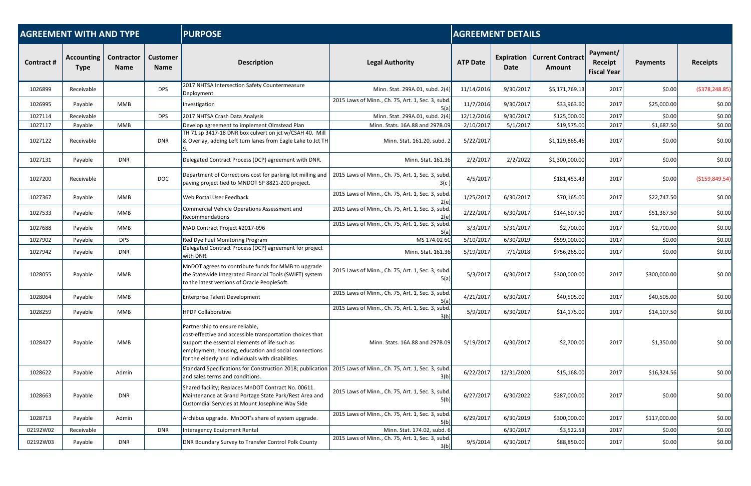| AGREEMENT WITH AND TYPE | | | | PURPOSE | | AGREEMENT DETAILS | | | | | |
|---|---|---|---|---|---|---|---|---|---|---|---|
| **Contract #** | **Accounting Type** | **Contractor Name** | **Customer Name** | **Description** | **Legal Authority** | **ATP Date** | **Expiration Date** | **Current Contract Amount** | **Payment/ Receipt Fiscal Year** | **Payments** | **Receipts** |
| 1026899 | Receivable | | DPS | 2017 NHTSA Intersection Safety Countermeasure Deployment | Minn. Stat. 299A.01, subd. 2(4) | 11/14/2016 | 9/30/2017 | $5,171,769.13 | 2017 | $0.00 | ($378,248.85) |
| 1026995 | Payable | MMB | | Investigation | 2015 Laws of Minn., Ch. 75, Art. 1, Sec. 3, subd. 5(a) | 11/7/2016 | 9/30/2017 | $33,963.60 | 2017 | $25,000.00 | $0.00 |
| 1027114 | Receivable | | DPS | 2017 NHTSA Crash Data Analysis | Minn. Stat. 299A.01, subd. 2(4) | 12/12/2016 | 9/30/2017 | $125,000.00 | 2017 | $0.00 | $0.00 |
| 1027117 | Payable | MMB | | Develop agreement to implement Olmstead Plan | Minn. Stats. 16A.88 and 297B.09 | 2/10/2017 | 5/1/2017 | $19,575.00 | 2017 | $1,687.50 | $0.00 |
| 1027122 | Receivable | | DNR | TH 71 sp 3417-18 DNR box culvert on jct w/CSAH 40. Mill & Overlay, adding Left turn lanes from Eagle Lake to Jct TH 9. | Minn. Stat. 161.20, subd. 2 | 5/22/2017 | | $1,129,865.46 | 2017 | $0.00 | $0.00 |
| 1027131 | Payable | DNR | | Delegated Contract Process (DCP) agreement with DNR. | Minn. Stat. 161.36 | 2/2/2017 | 2/2/2022 | $1,300,000.00 | 2017 | $0.00 | $0.00 |
| 1027200 | Receivable | | DOC | Department of Corrections cost for parking lot milling and paving project tied to MNDOT SP 8821-200 project. | 2015 Laws of Minn., Ch. 75, Art. 1, Sec. 3, subd. 3(c ) | 4/5/2017 | | $181,453.43 | 2017 | $0.00 | ($159,849.54) |
| 1027367 | Payable | MMB | | Web Portal User Feedback | 2015 Laws of Minn., Ch. 75, Art. 1, Sec. 3, subd. 2(e) | 1/25/2017 | 6/30/2017 | $70,165.00 | 2017 | $22,747.50 | $0.00 |
| 1027533 | Payable | MMB | | Commercial Vehicle Operations Assessment and Recommendations | 2015 Laws of Minn., Ch. 75, Art. 1, Sec. 3, subd. 2(e) | 2/22/2017 | 6/30/2017 | $144,607.50 | 2017 | $51,367.50 | $0.00 |
| 1027688 | Payable | MMB | | MAD Contract Project #2017-096 | 2015 Laws of Minn., Ch. 75, Art. 1, Sec. 3, subd. 5(a) | 3/3/2017 | 5/31/2017 | $2,700.00 | 2017 | $2,700.00 | $0.00 |
| 1027902 | Payable | DPS | | Red Dye Fuel Monitoring Program | MS 174.02 6C | 5/10/2017 | 6/30/2019 | $599,000.00 | 2017 | $0.00 | $0.00 |
| 1027942 | Payable | DNR | | Delegated Contract Process (DCP) agreement for project with DNR. | Minn. Stat. 161.36 | 5/19/2017 | 7/1/2018 | $756,265.00 | 2017 | $0.00 | $0.00 |
| 1028055 | Payable | MMB | | MnDOT agrees to contribute funds for MMB to upgrade the Statewide Integrated Financial Tools (SWIFT) system to the latest versions of Oracle PeopleSoft. | 2015 Laws of Minn., Ch. 75, Art. 1, Sec. 3, subd. 5(a) | 5/3/2017 | 6/30/2017 | $300,000.00 | 2017 | $300,000.00 | $0.00 |
| 1028064 | Payable | MMB | | Enterprise Talent Development | 2015 Laws of Minn., Ch. 75, Art. 1, Sec. 3, subd. 5(a) | 4/21/2017 | 6/30/2017 | $40,505.00 | 2017 | $40,505.00 | $0.00 |
| 1028259 | Payable | MMB | | HPDP Collaborative | 2015 Laws of Minn., Ch. 75, Art. 1, Sec. 3, subd. 3(b) | 5/9/2017 | 6/30/2017 | $14,175.00 | 2017 | $14,107.50 | $0.00 |
| 1028427 | Payable | MMB | | Partnership to ensure reliable, cost-effective and accessible transportation choices that support the essential elements of life such as employment, housing, education and social connections for the elderly and individuals with disabilities. | Minn. Stats. 16A.88 and 297B.09 | 5/19/2017 | 6/30/2017 | $2,700.00 | 2017 | $1,350.00 | $0.00 |
| 1028622 | Payable | Admin | | Standard Specifications for Construction 2018; publication and sales terms and conditions. | 2015 Laws of Minn., Ch. 75, Art. 1, Sec. 3, subd. 3(b) | 6/22/2017 | 12/31/2020 | $15,168.00 | 2017 | $16,324.56 | $0.00 |
| 1028663 | Payable | DNR | | Shared facility; Replaces MnDOT Contract No. 00611. Maintenance at Grand Portage State Park/Rest Area and Customdial Servcies at Mount Josephine Way Side | 2015 Laws of Minn., Ch. 75, Art. 1, Sec. 3, subd. 5(b) | 6/27/2017 | 6/30/2022 | $287,000.00 | 2017 | $0.00 | $0.00 |
| 1028713 | Payable | Admin | | Archibus upgrade. MnDOT's share of system upgrade. | 2015 Laws of Minn., Ch. 75, Art. 1, Sec. 3, subd. 5(b) | 6/29/2017 | 6/30/2019 | $300,000.00 | 2017 | $117,000.00 | $0.00 |
| 02192W02 | Receivable | | DNR | Interagency Equipment Rental | Minn. Stat. 174.02, subd. 6 | | 6/30/2017 | $3,522.53 | 2017 | $0.00 | $0.00 |
| 02192W03 | Payable | DNR | | DNR Boundary Survey to Transfer Control Polk County | 2015 Laws of Minn., Ch. 75, Art. 1, Sec. 3, subd. 3(b) | 9/5/2014 | 6/30/2017 | $88,850.00 | 2017 | $0.00 | $0.00 |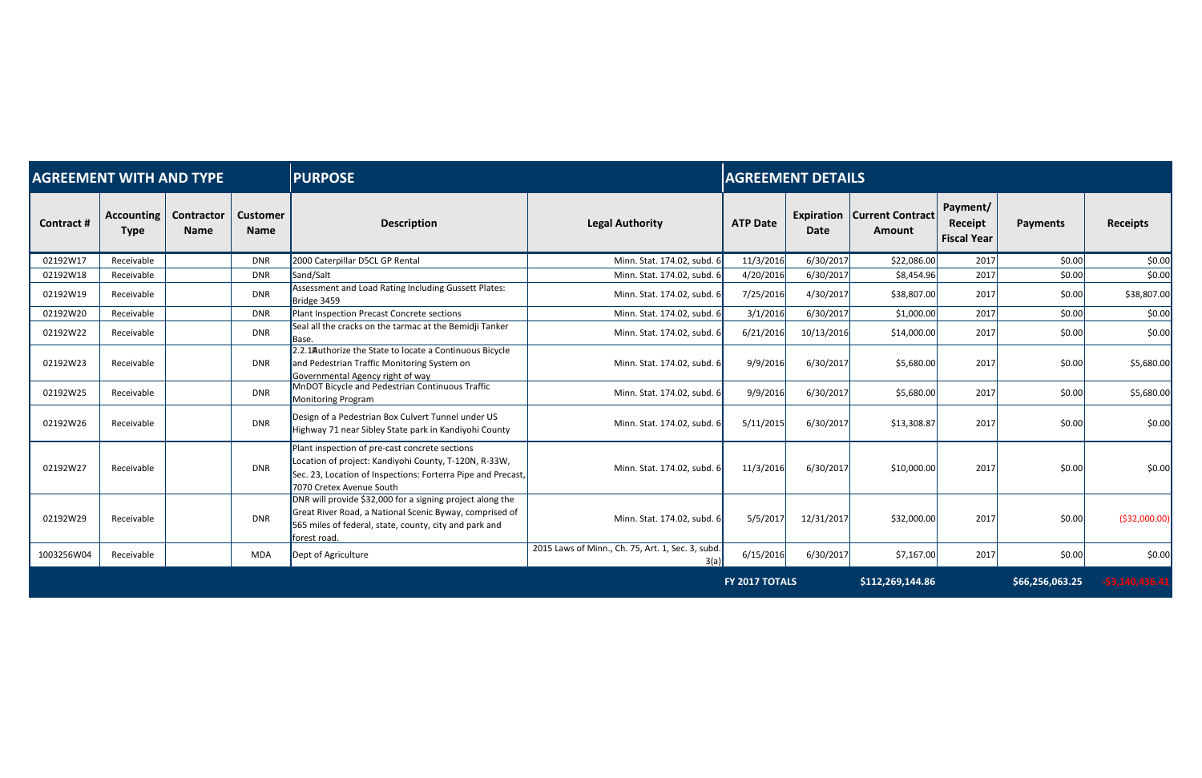| AGREEMENT WITH AND TYPE | | | | PURPOSE | | AGREEMENT DETAILS | | | | | |
|---|---|---|---|---|---|---|---|---|---|---|---|
| Contract # | Accounting Type | Contractor Name | Customer Name | Description | Legal Authority | ATP Date | Expiration Date | Current Contract Amount | Payment/ Receipt Fiscal Year | Payments | Receipts |
| 02192W17 | Receivable | | DNR | 2000 Caterpillar D5CL GP Rental | Minn. Stat. 174.02, subd. 6 | 11/3/2016 | 6/30/2017 | $22,086.00 | 2017 | $0.00 | $0.00 |
| 02192W18 | Receivable | | DNR | Sand/Salt | Minn. Stat. 174.02, subd. 6 | 4/20/2016 | 6/30/2017 | $8,454.96 | 2017 | $0.00 | $0.00 |
| 02192W19 | Receivable | | DNR | Assessment and Load Rating Including Gussett Plates: Bridge 3459 | Minn. Stat. 174.02, subd. 6 | 7/25/2016 | 4/30/2017 | $38,807.00 | 2017 | $0.00 | $38,807.00 |
| 02192W20 | Receivable | | DNR | Plant Inspection Precast Concrete sections | Minn. Stat. 174.02, subd. 6 | 3/1/2016 | 6/30/2017 | $1,000.00 | 2017 | $0.00 | $0.00 |
| 02192W22 | Receivable | | DNR | Seal all the cracks on the tarmac at the Bemidji Tanker Base. | Minn. Stat. 174.02, subd. 6 | 6/21/2016 | 10/13/2016 | $14,000.00 | 2017 | $0.00 | $0.00 |
| 02192W23 | Receivable | | DNR | 2.2.1Authorize the State to locate a Continuous Bicycle and Pedestrian Traffic Monitoring System on Governmental Agency right of way | Minn. Stat. 174.02, subd. 6 | 9/9/2016 | 6/30/2017 | $5,680.00 | 2017 | $0.00 | $5,680.00 |
| 02192W25 | Receivable | | DNR | MnDOT Bicycle and Pedestrian Continuous Traffic Monitoring Program | Minn. Stat. 174.02, subd. 6 | 9/9/2016 | 6/30/2017 | $5,680.00 | 2017 | $0.00 | $5,680.00 |
| 02192W26 | Receivable | | DNR | Design of a Pedestrian Box Culvert Tunnel under US Highway 71 near Sibley State park in Kandiyohi County | Minn. Stat. 174.02, subd. 6 | 5/11/2015 | 6/30/2017 | $13,308.87 | 2017 | $0.00 | $0.00 |
| 02192W27 | Receivable | | DNR | Plant inspection of pre-cast concrete sections Location of project: Kandiyohi County, T-120N, R-33W, Sec. 23, Location of Inspections: Forterra Pipe and Precast, 7070 Cretex Avenue South | Minn. Stat. 174.02, subd. 6 | 11/3/2016 | 6/30/2017 | $10,000.00 | 2017 | $0.00 | $0.00 |
| 02192W29 | Receivable | | DNR | DNR will provide $32,000 for a signing project along the Great River Road, a National Scenic Byway, comprised of 565 miles of federal, state, county, city and park and forest road. | Minn. Stat. 174.02, subd. 6 | 5/5/2017 | 12/31/2017 | $32,000.00 | 2017 | $0.00 | ($32,000.00) |
| 1003256W04 | Receivable | | MDA | Dept of Agriculture | 2015 Laws of Minn., Ch. 75, Art. 1, Sec. 3, subd. 3(a) | 6/15/2016 | 6/30/2017 | $7,167.00 | 2017 | $0.00 | $0.00 |
| | | | | | | FY 2017 TOTALS | | $112,269,144.86 | | $66,256,063.25 | -$3,140,436.41 |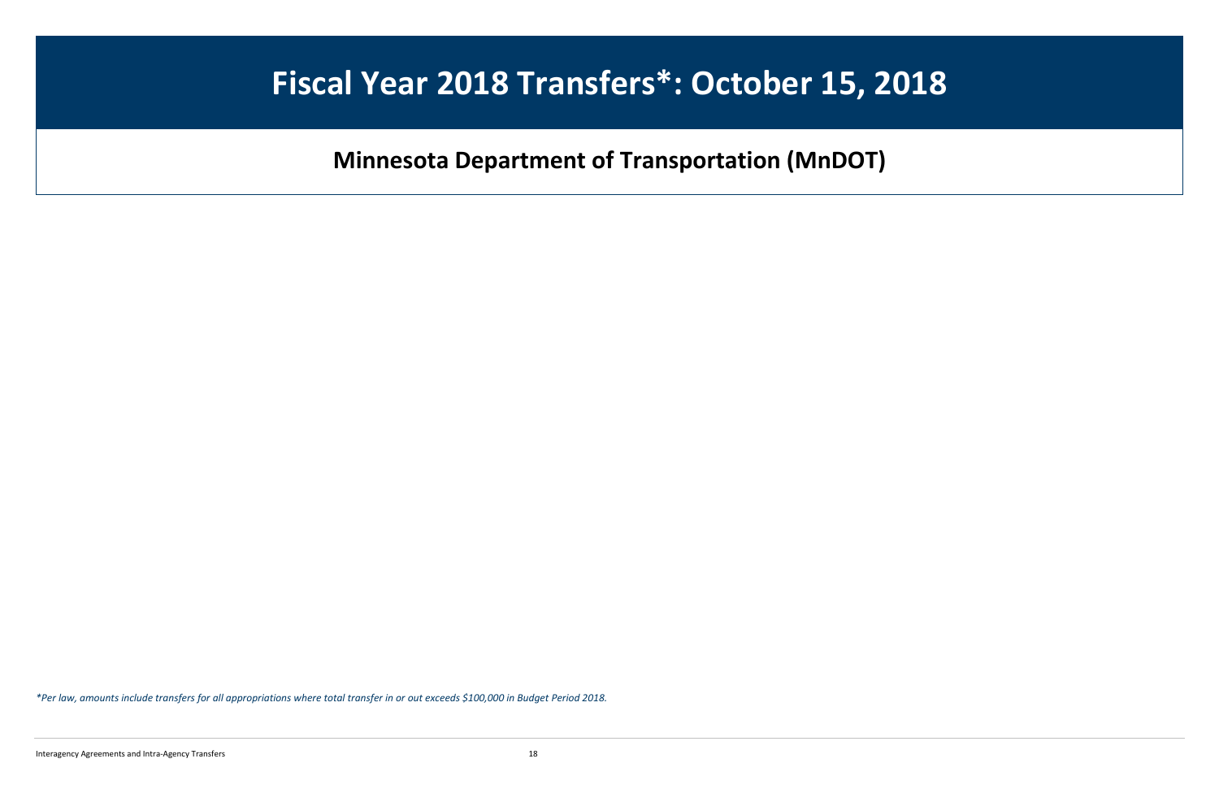# Fiscal Year 2018 Transfers*: October 15, 2018

## Minnesota Department of Transportation (MnDOT)

*\*Per law, amounts include transfers for all appropriations where total transfer in or out exceeds $100,000 in Budget Period 2018.*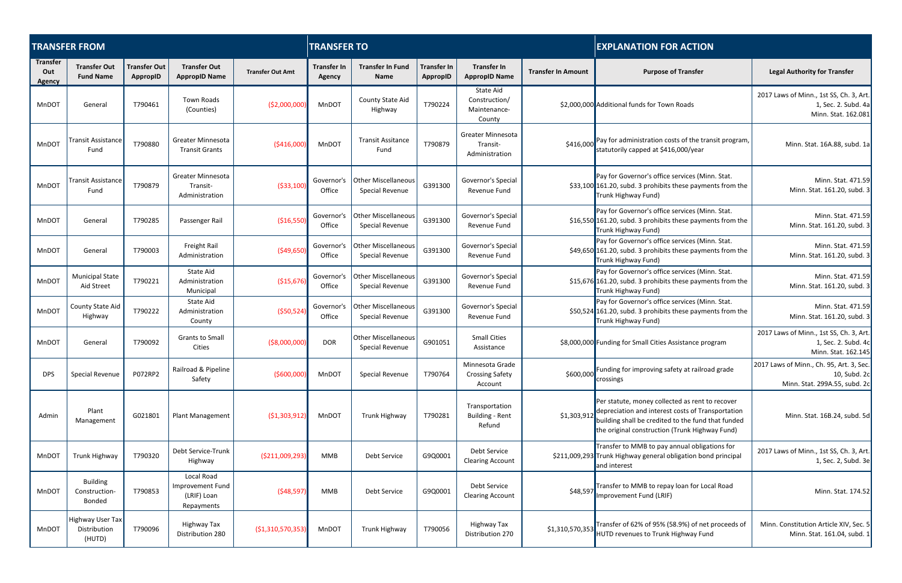| TRANSFER FROM | | | | | TRANSFER TO | | | | | EXPLANATION FOR ACTION | |
|---|---|---|---|---|---|---|---|---|---|---|---|
| Transfer Out Agency | Transfer Out Fund Name | Transfer Out AppropID | Transfer Out AppropID Name | Transfer Out Amt | Transfer In Agency | Transfer In Fund Name | Transfer In AppropID | Transfer In AppropID Name | Transfer In Amount | Purpose of Transfer | Legal Authority for Transfer |
| MnDOT | General | T790461 | Town Roads (Counties) | ($2,000,000) | MnDOT | County State Aid Highway | T790224 | State Aid Construction/ Maintenance-County | $2,000,000 | Additional funds for Town Roads | 2017 Laws of Minn., 1st SS, Ch. 3, Art. 1, Sec. 2. Subd. 4a Minn. Stat. 162.081 |
| MnDOT | Transit Assistance Fund | T790880 | Greater Minnesota Transit Grants | ($416,000) | MnDOT | Transit Assitance Fund | T790879 | Greater Minnesota Transit-Administration | $416,000 | Pay for administration costs of the transit program, statutorily capped at $416,000/year | Minn. Stat. 16A.88, subd. 1a |
| MnDOT | Transit Assistance Fund | T790879 | Greater Minnesota Transit-Administration | ($33,100) | Governor's Office | Other Miscellaneous Special Revenue | G391300 | Governor's Special Revenue Fund | $33,100 | Pay for Governor's office services (Minn. Stat. 161.20, subd. 3 prohibits these payments from the Trunk Highway Fund) | Minn. Stat. 471.59 Minn. Stat. 161.20, subd. 3 |
| MnDOT | General | T790285 | Passenger Rail | ($16,550) | Governor's Office | Other Miscellaneous Special Revenue | G391300 | Governor's Special Revenue Fund | $16,550 | Pay for Governor's office services (Minn. Stat. 161.20, subd. 3 prohibits these payments from the Trunk Highway Fund) | Minn. Stat. 471.59 Minn. Stat. 161.20, subd. 3 |
| MnDOT | General | T790003 | Freight Rail Administration | ($49,650) | Governor's Office | Other Miscellaneous Special Revenue | G391300 | Governor's Special Revenue Fund | $49,650 | Pay for Governor's office services (Minn. Stat. 161.20, subd. 3 prohibits these payments from the Trunk Highway Fund) | Minn. Stat. 471.59 Minn. Stat. 161.20, subd. 3 |
| MnDOT | Municipal State Aid Street | T790221 | State Aid Administration Municipal | ($15,676) | Governor's Office | Other Miscellaneous Special Revenue | G391300 | Governor's Special Revenue Fund | $15,676 | Pay for Governor's office services (Minn. Stat. 161.20, subd. 3 prohibits these payments from the Trunk Highway Fund) | Minn. Stat. 471.59 Minn. Stat. 161.20, subd. 3 |
| MnDOT | County State Aid Highway | T790222 | State Aid Administration County | ($50,524) | Governor's Office | Other Miscellaneous Special Revenue | G391300 | Governor's Special Revenue Fund | $50,524 | Pay for Governor's office services (Minn. Stat. 161.20, subd. 3 prohibits these payments from the Trunk Highway Fund) | Minn. Stat. 471.59 Minn. Stat. 161.20, subd. 3 |
| MnDOT | General | T790092 | Grants to Small Cities | ($8,000,000) | DOR | Other Miscellaneous Special Revenue | G901051 | Small Cities Assistance | $8,000,000 | Funding for Small Cities Assistance program | 2017 Laws of Minn., 1st SS, Ch. 3, Art. 1, Sec. 2. Subd. 4c Minn. Stat. 162.145 |
| DPS | Special Revenue | P072RP2 | Railroad & Pipeline Safety | ($600,000) | MnDOT | Special Revenue | T790764 | Minnesota Grade Crossing Safety Account | $600,000 | Funding for improving safety at railroad grade crossings | 2017 Laws of Minn., Ch. 95, Art. 3, Sec. 10, Subd. 2c Minn. Stat. 299A.55, subd. 2c |
| Admin | Plant Management | G021801 | Plant Management | ($1,303,912) | MnDOT | Trunk Highway | T790281 | Transportation Building - Rent Refund | $1,303,912 | Per statute, money collected as rent to recover depreciation and interest costs of Transportation building shall be credited to the fund that funded the original construction (Trunk Highway Fund) | Minn. Stat. 16B.24, subd. 5d |
| MnDOT | Trunk Highway | T790320 | Debt Service-Trunk Highway | ($211,009,293) | MMB | Debt Service | G9Q0001 | Debt Service Clearing Account | $211,009,293 | Transfer to MMB to pay annual obligations for Trunk Highway general obligation bond principal and interest | 2017 Laws of Minn., 1st SS, Ch. 3, Art. 1, Sec. 2, Subd. 3e |
| MnDOT | Building Construction-Bonded | T790853 | Local Road Improvement Fund (LRIF) Loan Repayments | ($48,597) | MMB | Debt Service | G9Q0001 | Debt Service Clearing Account | $48,597 | Transfer to MMB to repay loan for Local Road Improvement Fund (LRIF) | Minn. Stat. 174.52 |
| MnDOT | Highway User Tax Distribution (HUTD) | T790096 | Highway Tax Distribution 280 | ($1,310,570,353) | MnDOT | Trunk Highway | T790056 | Highway Tax Distribution 270 | $1,310,570,353 | Transfer of 62% of 95% (58.9%) of net proceeds of HUTD revenues to Trunk Highway Fund | Minn. Constitution Article XIV, Sec. 5 Minn. Stat. 161.04, subd. 1 |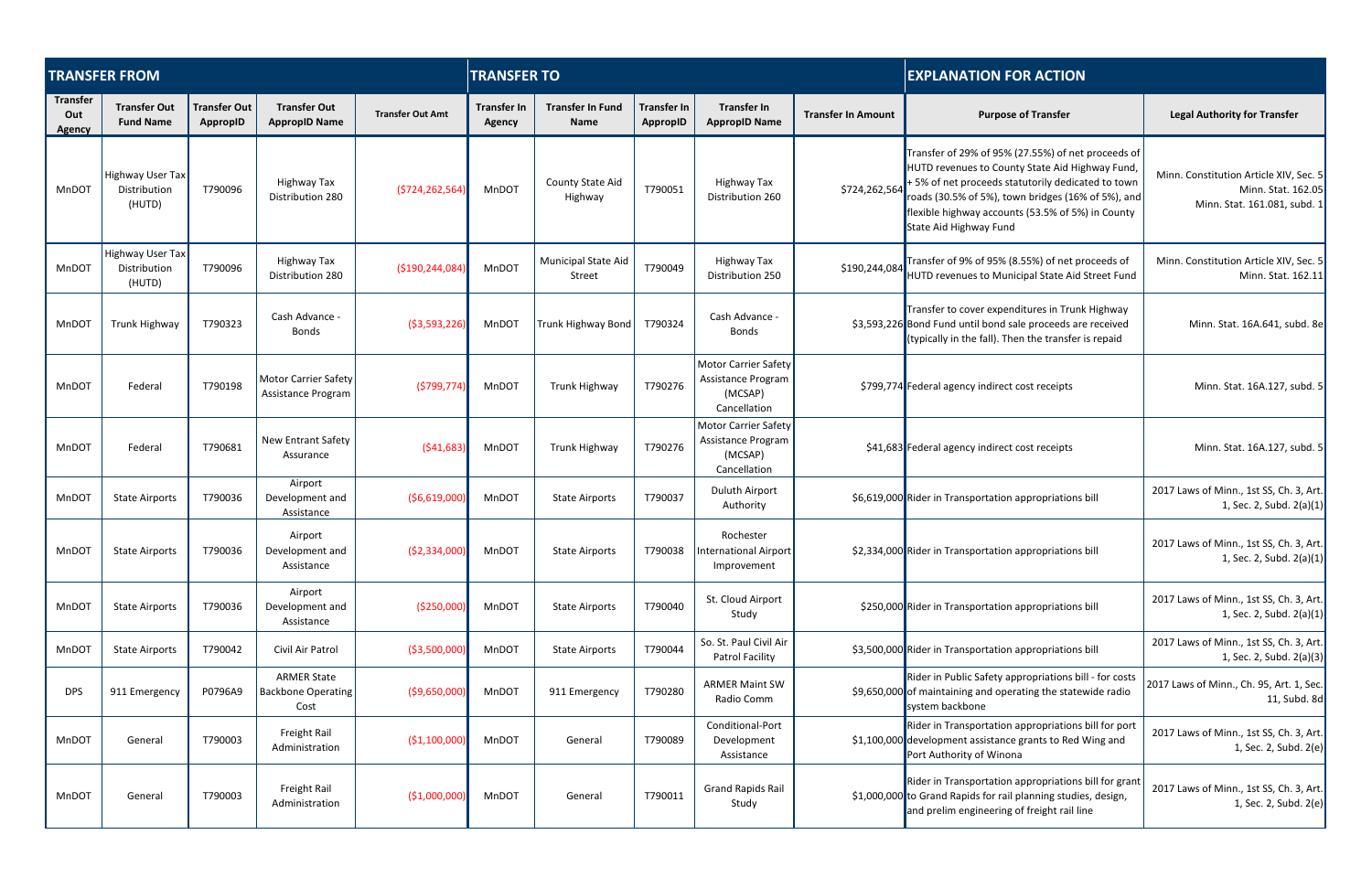| TRANSFER FROM | | | | | TRANSFER TO | | | | | EXPLANATION FOR ACTION | |
|---|---|---|---|---|---|---|---|---|---|---|---|
| Transfer Out Agency | Transfer Out Fund Name | Transfer Out ApprопID | Transfer Out ApprопID Name | Transfer Out Amt | Transfer In Agency | Transfer In Fund Name | Transfer In ApprопID | Transfer In ApprопID Name | Transfer In Amount | Purpose of Transfer | Legal Authority for Transfer |
| MnDOT | Highway User Tax Distribution (HUTD) | T790096 | Highway Tax Distribution 280 | ($724,262,564) | MnDOT | County State Aid Highway | T790051 | Highway Tax Distribution 260 | $724,262,564 | Transfer of 29% of 95% (27.55%) of net proceeds of HUTD revenues to County State Aid Highway Fund, + 5% of net proceeds statutorily dedicated to town roads (30.5% of 5%), town bridges (16% of 5%), and flexible highway accounts (53.5% of 5%) in County State Aid Highway Fund | Minn. Constitution Article XIV, Sec. 5 Minn. Stat. 162.05 Minn. Stat. 161.081, subd. 1 |
| MnDOT | Highway User Tax Distribution (HUTD) | T790096 | Highway Tax Distribution 280 | ($190,244,084) | MnDOT | Municipal State Aid Street | T790049 | Highway Tax Distribution 250 | $190,244,084 | Transfer of 9% of 95% (8.55%) of net proceeds of HUTD revenues to Municipal State Aid Street Fund | Minn. Constitution Article XIV, Sec. 5 Minn. Stat. 162.11 |
| MnDOT | Trunk Highway | T790323 | Cash Advance - Bonds | ($3,593,226) | MnDOT | Trunk Highway Bond | T790324 | Cash Advance - Bonds | $3,593,226 | Transfer to cover expenditures in Trunk Highway Bond Fund until bond sale proceeds are received (typically in the fall). Then the transfer is repaid | Minn. Stat. 16A.641, subd. 8e |
| MnDOT | Federal | T790198 | Motor Carrier Safety Assistance Program | ($799,774) | MnDOT | Trunk Highway | T790276 | Motor Carrier Safety Assistance Program (MCSAP) Cancellation | $799,774 | Federal agency indirect cost receipts | Minn. Stat. 16A.127, subd. 5 |
| MnDOT | Federal | T790681 | New Entrant Safety Assurance | ($41,683) | MnDOT | Trunk Highway | T790276 | Motor Carrier Safety Assistance Program (MCSAP) Cancellation | $41,683 | Federal agency indirect cost receipts | Minn. Stat. 16A.127, subd. 5 |
| MnDOT | State Airports | T790036 | Airport Development and Assistance | ($6,619,000) | MnDOT | State Airports | T790037 | Duluth Airport Authority | $6,619,000 | Rider in Transportation appropriations bill | 2017 Laws of Minn., 1st SS, Ch. 3, Art. 1, Sec. 2, Subd. 2(a)(1) |
| MnDOT | State Airports | T790036 | Airport Development and Assistance | ($2,334,000) | MnDOT | State Airports | T790038 | Rochester International Airport Improvement | $2,334,000 | Rider in Transportation appropriations bill | 2017 Laws of Minn., 1st SS, Ch. 3, Art. 1, Sec. 2, Subd. 2(a)(1) |
| MnDOT | State Airports | T790036 | Airport Development and Assistance | ($250,000) | MnDOT | State Airports | T790040 | St. Cloud Airport Study | $250,000 | Rider in Transportation appropriations bill | 2017 Laws of Minn., 1st SS, Ch. 3, Art. 1, Sec. 2, Subd. 2(a)(1) |
| MnDOT | State Airports | T790042 | Civil Air Patrol | ($3,500,000) | MnDOT | State Airports | T790044 | So. St. Paul Civil Air Patrol Facility | $3,500,000 | Rider in Transportation appropriations bill | 2017 Laws of Minn., 1st SS, Ch. 3, Art. 1, Sec. 2, Subd. 2(a)(3) |
| DPS | 911 Emergency | P0796A9 | ARMER State Backbone Operating Cost | ($9,650,000) | MnDOT | 911 Emergency | T790280 | ARMER Maint SW Radio Comm | $9,650,000 | Rider in Public Safety appropriations bill - for costs of maintaining and operating the statewide radio system backbone | 2017 Laws of Minn., Ch. 95, Art. 1, Sec. 11, Subd. 8d |
| MnDOT | General | T790003 | Freight Rail Administration | ($1,100,000) | MnDOT | General | T790089 | Conditional-Port Development Assistance | $1,100,000 | Rider in Transportation appropriations bill for port development assistance grants to Red Wing and Port Authority of Winona | 2017 Laws of Minn., 1st SS, Ch. 3, Art. 1, Sec. 2, Subd. 2(e) |
| MnDOT | General | T790003 | Freight Rail Administration | ($1,000,000) | MnDOT | General | T790011 | Grand Rapids Rail Study | $1,000,000 | Rider in Transportation appropriations bill for grant to Grand Rapids for rail planning studies, design, and prelim engineering of freight rail line | 2017 Laws of Minn., 1st SS, Ch. 3, Art. 1, Sec. 2, Subd. 2(e) |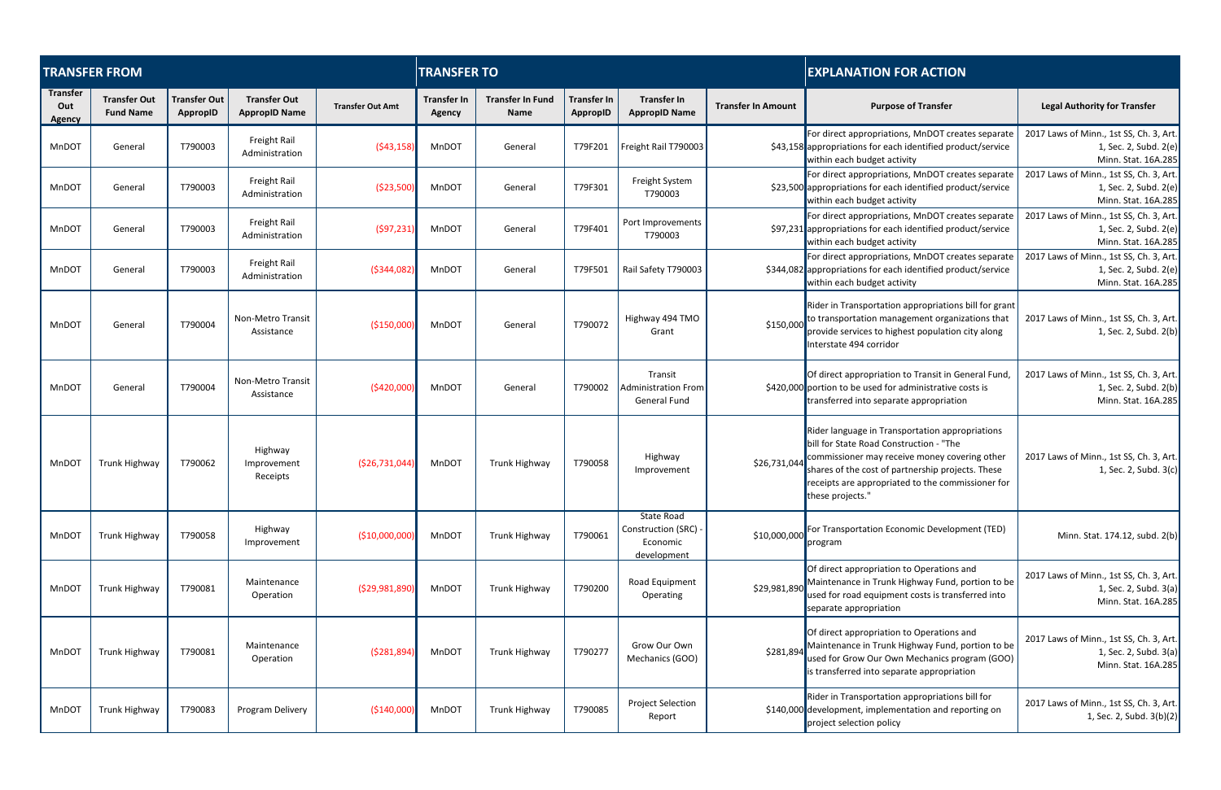| TRANSFER FROM | | | | | TRANSFER TO | | | | | EXPLANATION FOR ACTION | |
|---|---|---|---|---|---|---|---|---|---|---|---|
| Transfer Out Agency | Transfer Out Fund Name | Transfer Out AppropID | Transfer Out AppropID Name | Transfer Out Amt | Transfer In Agency | Transfer In Fund Name | Transfer In AppropID | Transfer In AppropID Name | Transfer In Amount | Purpose of Transfer | Legal Authority for Transfer |
| MnDOT | General | T790003 | Freight Rail Administration | ($43,158) | MnDOT | General | T79F201 | Freight Rail T790003 | $43,158 | For direct appropriations, MnDOT creates separate appropriations for each identified product/service within each budget activity | 2017 Laws of Minn., 1st SS, Ch. 3, Art. 1, Sec. 2, Subd. 2(e) Minn. Stat. 16A.285 |
| MnDOT | General | T790003 | Freight Rail Administration | ($23,500) | MnDOT | General | T79F301 | Freight System T790003 | $23,500 | For direct appropriations, MnDOT creates separate appropriations for each identified product/service within each budget activity | 2017 Laws of Minn., 1st SS, Ch. 3, Art. 1, Sec. 2, Subd. 2(e) Minn. Stat. 16A.285 |
| MnDOT | General | T790003 | Freight Rail Administration | ($97,231) | MnDOT | General | T79F401 | Port Improvements T790003 | $97,231 | For direct appropriations, MnDOT creates separate appropriations for each identified product/service within each budget activity | 2017 Laws of Minn., 1st SS, Ch. 3, Art. 1, Sec. 2, Subd. 2(e) Minn. Stat. 16A.285 |
| MnDOT | General | T790003 | Freight Rail Administration | ($344,082) | MnDOT | General | T79F501 | Rail Safety T790003 | $344,082 | For direct appropriations, MnDOT creates separate appropriations for each identified product/service within each budget activity | 2017 Laws of Minn., 1st SS, Ch. 3, Art. 1, Sec. 2, Subd. 2(e) Minn. Stat. 16A.285 |
| MnDOT | General | T790004 | Non-Metro Transit Assistance | ($150,000) | MnDOT | General | T790072 | Highway 494 TMO Grant | $150,000 | Rider in Transportation appropriations bill for grant to transportation management organizations that provide services to highest population city along Interstate 494 corridor | 2017 Laws of Minn., 1st SS, Ch. 3, Art. 1, Sec. 2, Subd. 2(b) |
| MnDOT | General | T790004 | Non-Metro Transit Assistance | ($420,000) | MnDOT | General | T790002 | Transit Administration From General Fund | $420,000 | Of direct appropriation to Transit in General Fund, portion to be used for administrative costs is transferred into separate appropriation | 2017 Laws of Minn., 1st SS, Ch. 3, Art. 1, Sec. 2, Subd. 2(b) Minn. Stat. 16A.285 |
| MnDOT | Trunk Highway | T790062 | Highway Improvement Receipts | ($26,731,044) | MnDOT | Trunk Highway | T790058 | Highway Improvement | $26,731,044 | Rider language in Transportation appropriations bill for State Road Construction - "The commissioner may receive money covering other shares of the cost of partnership projects. These receipts are appropriated to the commissioner for these projects." | 2017 Laws of Minn., 1st SS, Ch. 3, Art. 1, Sec. 2, Subd. 3(c) |
| MnDOT | Trunk Highway | T790058 | Highway Improvement | ($10,000,000) | MnDOT | Trunk Highway | T790061 | State Road Construction (SRC) - Economic development | $10,000,000 | For Transportation Economic Development (TED) program | Minn. Stat. 174.12, subd. 2(b) |
| MnDOT | Trunk Highway | T790081 | Maintenance Operation | ($29,981,890) | MnDOT | Trunk Highway | T790200 | Road Equipment Operating | $29,981,890 | Of direct appropriation to Operations and Maintenance in Trunk Highway Fund, portion to be used for road equipment costs is transferred into separate appropriation | 2017 Laws of Minn., 1st SS, Ch. 3, Art. 1, Sec. 2, Subd. 3(a) Minn. Stat. 16A.285 |
| MnDOT | Trunk Highway | T790081 | Maintenance Operation | ($281,894) | MnDOT | Trunk Highway | T790277 | Grow Our Own Mechanics (GOO) | $281,894 | Of direct appropriation to Operations and Maintenance in Trunk Highway Fund, portion to be used for Grow Our Own Mechanics program (GOO) is transferred into separate appropriation | 2017 Laws of Minn., 1st SS, Ch. 3, Art. 1, Sec. 2, Subd. 3(a) Minn. Stat. 16A.285 |
| MnDOT | Trunk Highway | T790083 | Program Delivery | ($140,000) | MnDOT | Trunk Highway | T790085 | Project Selection Report | $140,000 | Rider in Transportation appropriations bill for development, implementation and reporting on project selection policy | 2017 Laws of Minn., 1st SS, Ch. 3, Art. 1, Sec. 2, Subd. 3(b)(2) |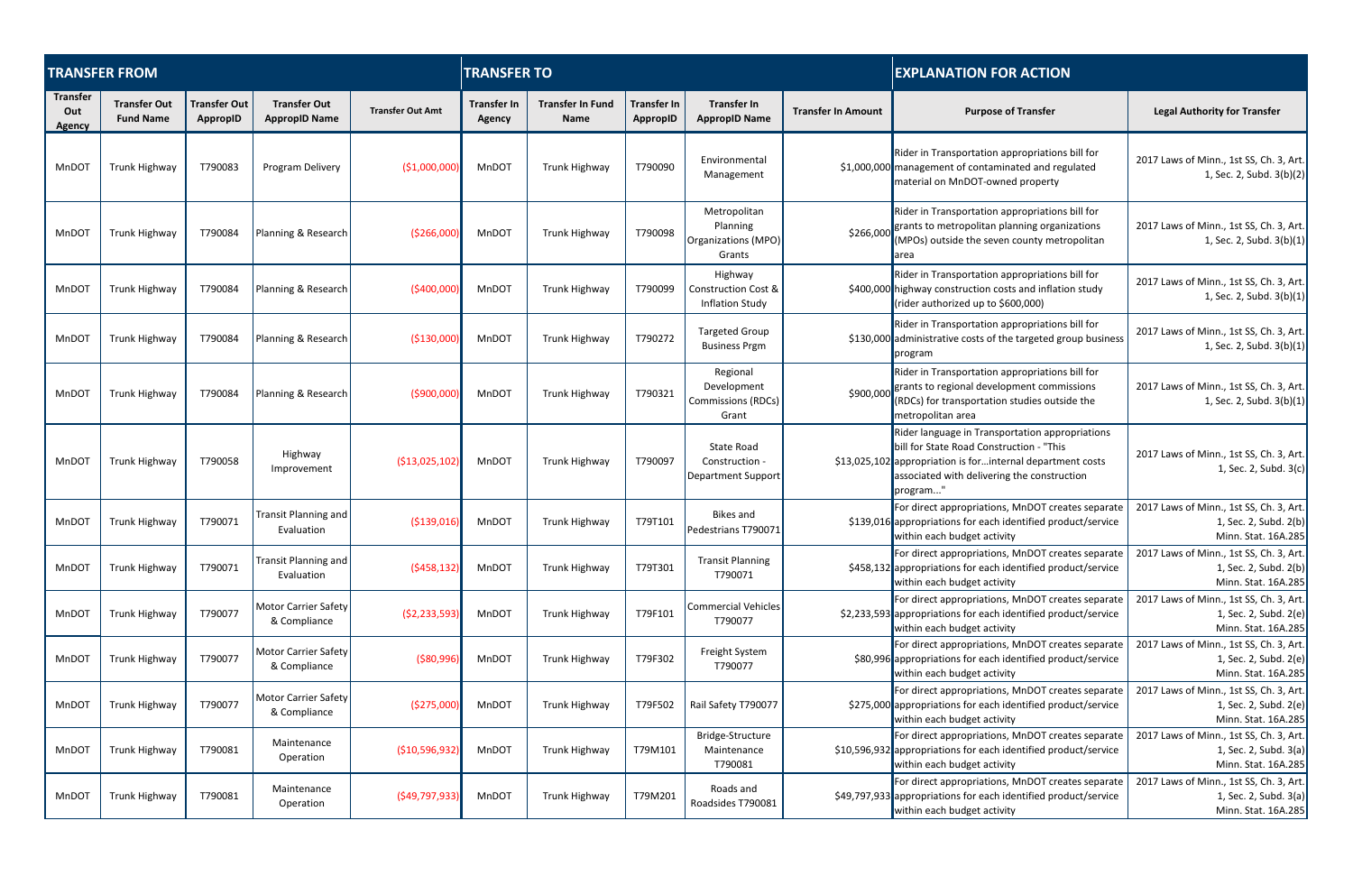| TRANSFER FROM | | | | | TRANSFER TO | | | | | EXPLANATION FOR ACTION | |
|---|---|---|---|---|---|---|---|---|---|---|---|
| Transfer Out Agency | Transfer Out Fund Name | Transfer Out AppropID | Transfer Out AppropID Name | Transfer Out Amt | Transfer In Agency | Transfer In Fund Name | Transfer In AppropID | Transfer In AppropID Name | Transfer In Amount | Purpose of Transfer | Legal Authority for Transfer |
| MnDOT | Trunk Highway | T790083 | Program Delivery | ($1,000,000) | MnDOT | Trunk Highway | T790090 | Environmental Management | $1,000,000 | Rider in Transportation appropriations bill for management of contaminated and regulated material on MnDOT-owned property | 2017 Laws of Minn., 1st SS, Ch. 3, Art. 1, Sec. 2, Subd. 3(b)(2) |
| MnDOT | Trunk Highway | T790084 | Planning & Research | ($266,000) | MnDOT | Trunk Highway | T790098 | Metropolitan Planning Organizations (MPO) Grants | $266,000 | Rider in Transportation appropriations bill for grants to metropolitan planning organizations (MPOs) outside the seven county metropolitan area | 2017 Laws of Minn., 1st SS, Ch. 3, Art. 1, Sec. 2, Subd. 3(b)(1) |
| MnDOT | Trunk Highway | T790084 | Planning & Research | ($400,000) | MnDOT | Trunk Highway | T790099 | Highway Construction Cost & Inflation Study | $400,000 | Rider in Transportation appropriations bill for highway construction costs and inflation study (rider authorized up to $600,000) | 2017 Laws of Minn., 1st SS, Ch. 3, Art. 1, Sec. 2, Subd. 3(b)(1) |
| MnDOT | Trunk Highway | T790084 | Planning & Research | ($130,000) | MnDOT | Trunk Highway | T790272 | Targeted Group Business Prgm | $130,000 | Rider in Transportation appropriations bill for administrative costs of the targeted group business program | 2017 Laws of Minn., 1st SS, Ch. 3, Art. 1, Sec. 2, Subd. 3(b)(1) |
| MnDOT | Trunk Highway | T790084 | Planning & Research | ($900,000) | MnDOT | Trunk Highway | T790321 | Regional Development Commissions (RDCs) Grant | $900,000 | Rider in Transportation appropriations bill for grants to regional development commissions (RDCs) for transportation studies outside the metropolitan area | 2017 Laws of Minn., 1st SS, Ch. 3, Art. 1, Sec. 2, Subd. 3(b)(1) |
| MnDOT | Trunk Highway | T790058 | Highway Improvement | ($13,025,102) | MnDOT | Trunk Highway | T790097 | State Road Construction - Department Support | $13,025,102 | Rider language in Transportation appropriations bill for State Road Construction - "This appropriation is for…internal department costs associated with delivering the construction program..." | 2017 Laws of Minn., 1st SS, Ch. 3, Art. 1, Sec. 2, Subd. 3(c) |
| MnDOT | Trunk Highway | T790071 | Transit Planning and Evaluation | ($139,016) | MnDOT | Trunk Highway | T79T101 | Bikes and Pedestrians T790071 | $139,016 | For direct appropriations, MnDOT creates separate appropriations for each identified product/service within each budget activity | 2017 Laws of Minn., 1st SS, Ch. 3, Art. 1, Sec. 2, Subd. 2(b) Minn. Stat. 16A.285 |
| MnDOT | Trunk Highway | T790071 | Transit Planning and Evaluation | ($458,132) | MnDOT | Trunk Highway | T79T301 | Transit Planning T790071 | $458,132 | For direct appropriations, MnDOT creates separate appropriations for each identified product/service within each budget activity | 2017 Laws of Minn., 1st SS, Ch. 3, Art. 1, Sec. 2, Subd. 2(b) Minn. Stat. 16A.285 |
| MnDOT | Trunk Highway | T790077 | Motor Carrier Safety & Compliance | ($2,233,593) | MnDOT | Trunk Highway | T79F101 | Commercial Vehicles T790077 | $2,233,593 | For direct appropriations, MnDOT creates separate appropriations for each identified product/service within each budget activity | 2017 Laws of Minn., 1st SS, Ch. 3, Art. 1, Sec. 2, Subd. 2(e) Minn. Stat. 16A.285 |
| MnDOT | Trunk Highway | T790077 | Motor Carrier Safety & Compliance | ($80,996) | MnDOT | Trunk Highway | T79F302 | Freight System T790077 | $80,996 | For direct appropriations, MnDOT creates separate appropriations for each identified product/service within each budget activity | 2017 Laws of Minn., 1st SS, Ch. 3, Art. 1, Sec. 2, Subd. 2(e) Minn. Stat. 16A.285 |
| MnDOT | Trunk Highway | T790077 | Motor Carrier Safety & Compliance | ($275,000) | MnDOT | Trunk Highway | T79F502 | Rail Safety T790077 | $275,000 | For direct appropriations, MnDOT creates separate appropriations for each identified product/service within each budget activity | 2017 Laws of Minn., 1st SS, Ch. 3, Art. 1, Sec. 2, Subd. 2(e) Minn. Stat. 16A.285 |
| MnDOT | Trunk Highway | T790081 | Maintenance Operation | ($10,596,932) | MnDOT | Trunk Highway | T79M101 | Bridge-Structure Maintenance T790081 | $10,596,932 | For direct appropriations, MnDOT creates separate appropriations for each identified product/service within each budget activity | 2017 Laws of Minn., 1st SS, Ch. 3, Art. 1, Sec. 2, Subd. 3(a) Minn. Stat. 16A.285 |
| MnDOT | Trunk Highway | T790081 | Maintenance Operation | ($49,797,933) | MnDOT | Trunk Highway | T79M201 | Roads and Roadsides T790081 | $49,797,933 | For direct appropriations, MnDOT creates separate appropriations for each identified product/service within each budget activity | 2017 Laws of Minn., 1st SS, Ch. 3, Art. 1, Sec. 2, Subd. 3(a) Minn. Stat. 16A.285 |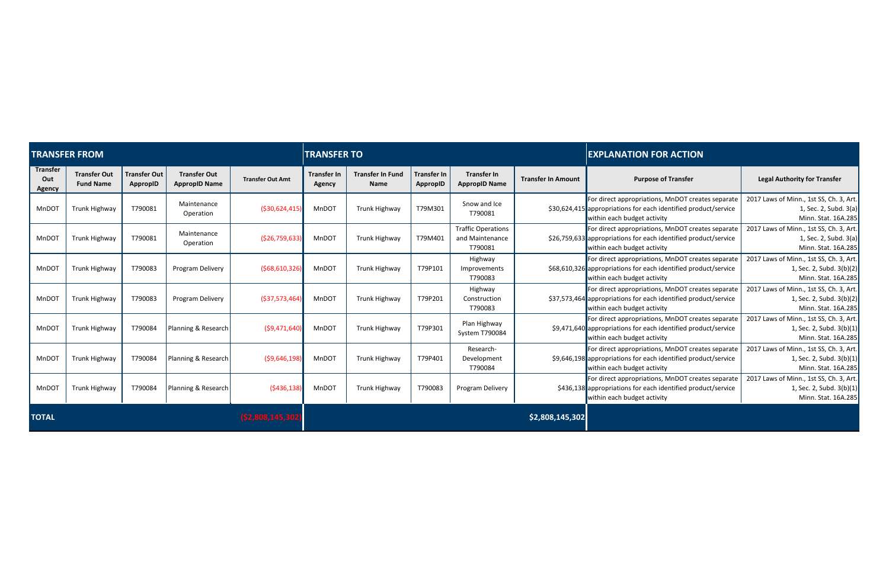| TRANSFER FROM | | | | | TRANSFER TO | | | | | EXPLANATION FOR ACTION | |
|---|---|---|---|---|---|---|---|---|---|---|---|
| Transfer Out Agency | Transfer Out Fund Name | Transfer Out ApproplD | Transfer Out ApproplD Name | Transfer Out Amt | Transfer In Agency | Transfer In Fund Name | Transfer In ApproplD | Transfer In ApproplD Name | Transfer In Amount | Purpose of Transfer | Legal Authority for Transfer |
| MnDOT | Trunk Highway | T790081 | Maintenance Operation | ($30,624,415) | MnDOT | Trunk Highway | T79M301 | Snow and Ice T790081 | $30,624,415 | For direct appropriations, MnDOT creates separate appropriations for each identified product/service within each budget activity | 2017 Laws of Minn., 1st SS, Ch. 3, Art. 1, Sec. 2, Subd. 3(a) Minn. Stat. 16A.285 |
| MnDOT | Trunk Highway | T790081 | Maintenance Operation | ($26,759,633) | MnDOT | Trunk Highway | T79M401 | Traffic Operations and Maintenance T790081 | $26,759,633 | For direct appropriations, MnDOT creates separate appropriations for each identified product/service within each budget activity | 2017 Laws of Minn., 1st SS, Ch. 3, Art. 1, Sec. 2, Subd. 3(a) Minn. Stat. 16A.285 |
| MnDOT | Trunk Highway | T790083 | Program Delivery | ($68,610,326) | MnDOT | Trunk Highway | T79P101 | Highway Improvements T790083 | $68,610,326 | For direct appropriations, MnDOT creates separate appropriations for each identified product/service within each budget activity | 2017 Laws of Minn., 1st SS, Ch. 3, Art. 1, Sec. 2, Subd. 3(b)(2) Minn. Stat. 16A.285 |
| MnDOT | Trunk Highway | T790083 | Program Delivery | ($37,573,464) | MnDOT | Trunk Highway | T79P201 | Highway Construction T790083 | $37,573,464 | For direct appropriations, MnDOT creates separate appropriations for each identified product/service within each budget activity | 2017 Laws of Minn., 1st SS, Ch. 3, Art. 1, Sec. 2, Subd. 3(b)(2) Minn. Stat. 16A.285 |
| MnDOT | Trunk Highway | T790084 | Planning & Research | ($9,471,640) | MnDOT | Trunk Highway | T79P301 | Plan Highway System T790084 | $9,471,640 | For direct appropriations, MnDOT creates separate appropriations for each identified product/service within each budget activity | 2017 Laws of Minn., 1st SS, Ch. 3, Art. 1, Sec. 2, Subd. 3(b)(1) Minn. Stat. 16A.285 |
| MnDOT | Trunk Highway | T790084 | Planning & Research | ($9,646,198) | MnDOT | Trunk Highway | T79P401 | Research-Development T790084 | $9,646,198 | For direct appropriations, MnDOT creates separate appropriations for each identified product/service within each budget activity | 2017 Laws of Minn., 1st SS, Ch. 3, Art. 1, Sec. 2, Subd. 3(b)(1) Minn. Stat. 16A.285 |
| MnDOT | Trunk Highway | T790084 | Planning & Research | ($436,138) | MnDOT | Trunk Highway | T790083 | Program Delivery | $436,138 | For direct appropriations, MnDOT creates separate appropriations for each identified product/service within each budget activity | 2017 Laws of Minn., 1st SS, Ch. 3, Art. 1, Sec. 2, Subd. 3(b)(1) Minn. Stat. 16A.285 |
| **TOTAL** | | | | ($2,808,145,302) | | | | | $2,808,145,302 | | |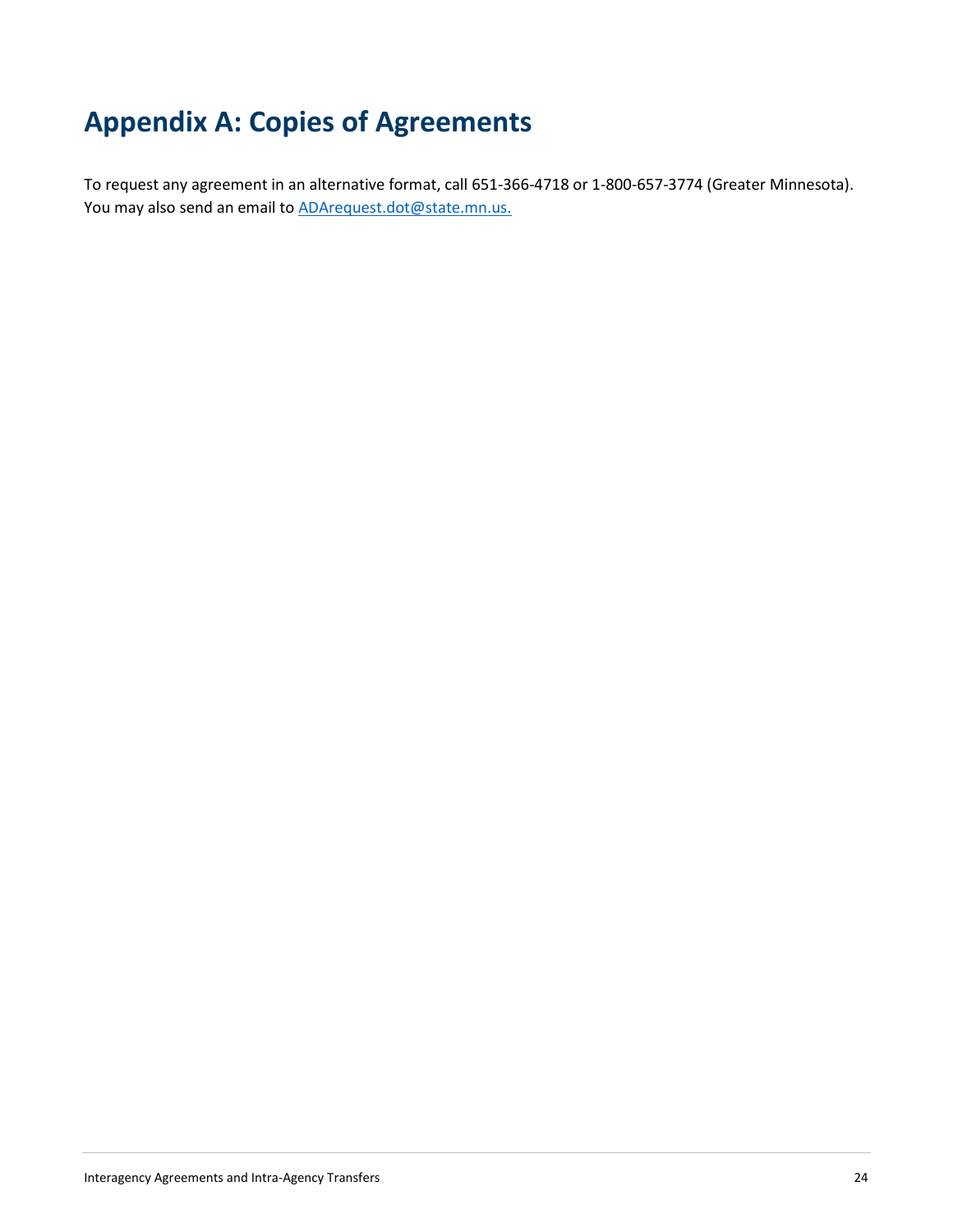# Appendix A: Copies of Agreements

To request any agreement in an alternative format, call 651-366-4718 or 1-800-657-3774 (Greater Minnesota). You may also send an email to ADArequest.dot@state.mn.us.